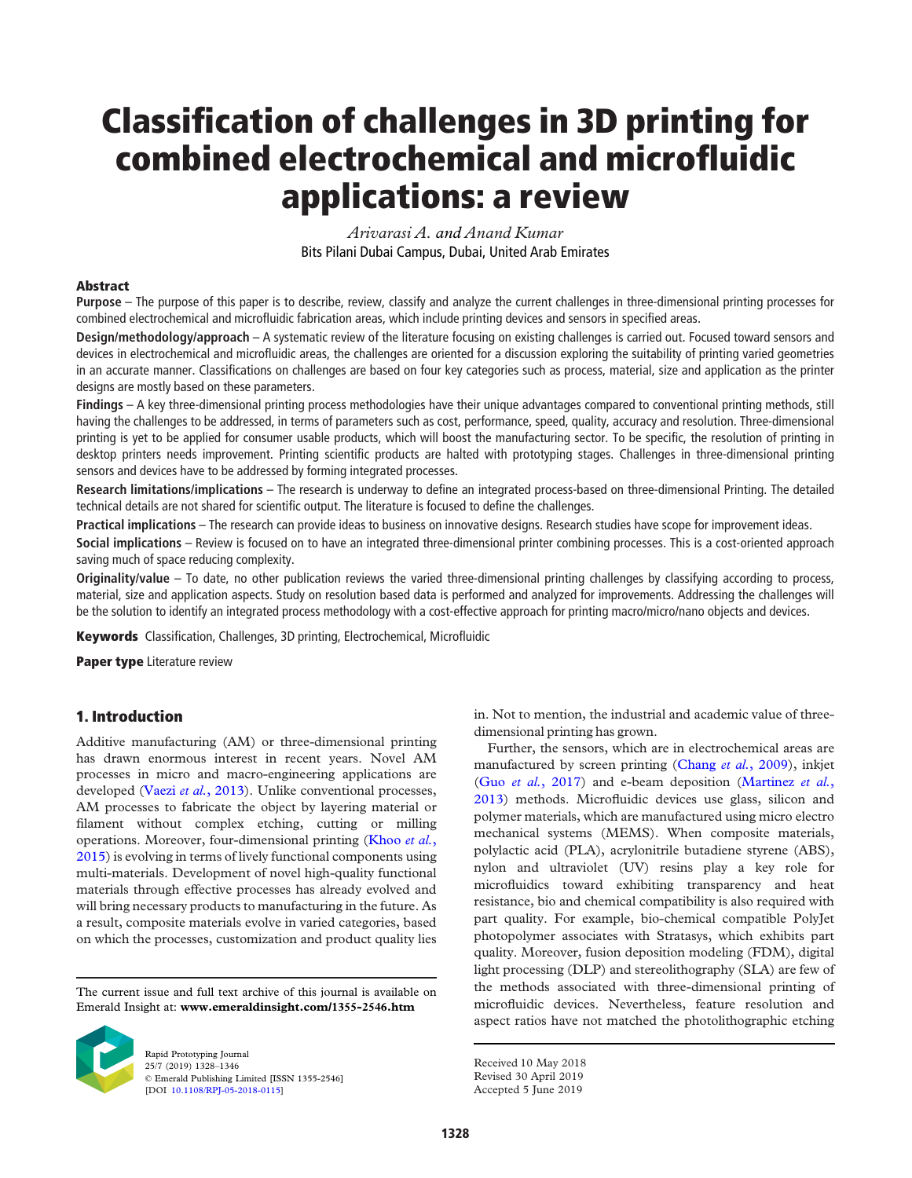# Classification of challenges in 3D printing for combined electrochemical and microfluidic applications: a review

*Arivarasi A. and Anand Kumar*

Bits Pilani Dubai Campus, Dubai, United Arab Emirates

## Abstract

**Purpose** – The purpose of this paper is to describe, review, classify and analyze the current challenges in three-dimensional printing processes for combined electrochemical and microfluidic fabrication areas, which include printing devices and sensors in specified areas.

**Design/methodology/approach** – A systematic review of the literature focusing on existing challenges is carried out. Focused toward sensors and devices in electrochemical and microfluidic areas, the challenges are oriented for a discussion exploring the suitability of printing varied geometries in an accurate manner. Classifications on challenges are based on four key categories such as process, material, size and application as the printer designs are mostly based on these parameters.

**Findings** – A key three-dimensional printing process methodologies have their unique advantages compared to conventional printing methods, still having the challenges to be addressed, in terms of parameters such as cost, performance, speed, quality, accuracy and resolution. Three-dimensional printing is yet to be applied for consumer usable products, which will boost the manufacturing sector. To be specific, the resolution of printing in desktop printers needs improvement. Printing scientific products are halted with prototyping stages. Challenges in three-dimensional printing sensors and devices have to be addressed by forming integrated processes.

**Research limitations/implications** – The research is underway to define an integrated process-based on three-dimensional Printing. The detailed technical details are not shared for scientific output. The literature is focused to define the challenges.

**Practical implications** – The research can provide ideas to business on innovative designs. Research studies have scope for improvement ideas.

**Social implications** – Review is focused on to have an integrated three-dimensional printer combining processes. This is a cost-oriented approach saving much of space reducing complexity.

**Originality/value** – To date, no other publication reviews the varied three-dimensional printing challenges by classifying according to process, material, size and application aspects. Study on resolution based data is performed and analyzed for improvements. Addressing the challenges will be the solution to identify an integrated process methodology with a cost-effective approach for printing macro/micro/nano objects and devices.

**Keywords** Classification, Challenges, 3D printing, Electrochemical, Microfluidic

**Paper type** Literature review

## 1. Introduction

Additive manufacturing (AM) or three-dimensional printing has drawn enormous interest in recent years. Novel AM processes in micro and macro-engineering applications are developed (Vaezi *et al.*, 2013). Unlike conventional processes, AM processes to fabricate the object by layering material or filament without complex etching, cutting or milling operations. Moreover, four-dimensional printing (Khoo *et al.*, 2015) is evolving in terms of lively functional components using multi-materials. Development of novel high-quality functional materials through effective processes has already evolved and will bring necessary products to manufacturing in the future. As a result, composite materials evolve in varied categories, based on which the processes, customization and product quality lies in. Not to mention, the industrial and academic value of three-dimensional printing has grown.

Further, the sensors, which are in electrochemical areas are manufactured by screen printing (Chang *et al.*, 2009), inkjet (Guo *et al.*, 2017) and e-beam deposition (Martinez *et al.*, 2013) methods. Microfluidic devices use glass, silicon and polymer materials, which are manufactured using micro electro mechanical systems (MEMS). When composite materials, polylactic acid (PLA), acrylonitrile butadiene styrene (ABS), nylon and ultraviolet (UV) resins play a key role for microfluidics toward exhibiting transparency and heat resistance, bio and chemical compatibility is also required with part quality. For example, bio-chemical compatible PolyJet photopolymer associates with Stratasys, which exhibits part quality. Moreover, fusion deposition modeling (FDM), digital light processing (DLP) and stereolithography (SLA) are few of the methods associated with three-dimensional printing of microfluidic devices. Nevertheless, feature resolution and aspect ratios have not matched the photolithographic etching

The current issue and full text archive of this journal is available on Emerald Insight at: **www.emeraldinsight.com/1355-2546.htm**

Rapid Prototyping Journal
25/7 (2019) 1328–1346
© Emerald Publishing Limited [ISSN 1355-2546]
[DOI 10.1108/RPJ-05-2018-0115]

Received 10 May 2018
Revised 30 April 2019
Accepted 5 June 2019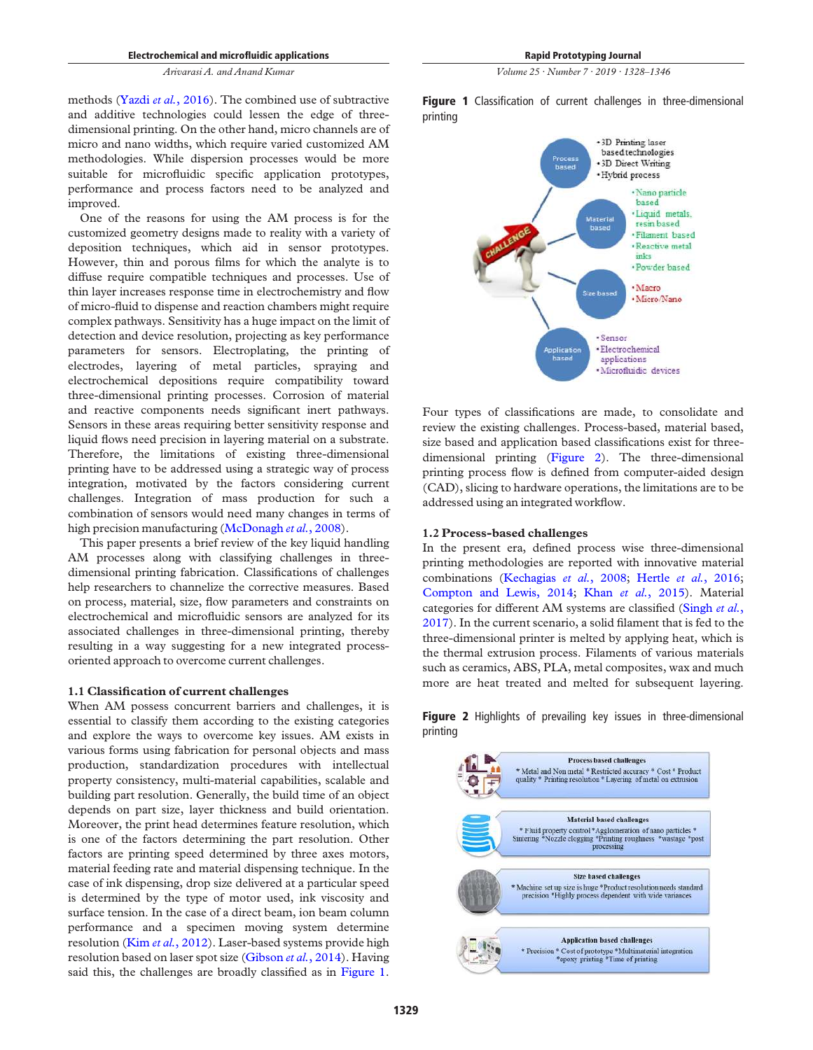methods (Yazdi *et al.*, 2016). The combined use of subtractive and additive technologies could lessen the edge of three-dimensional printing. On the other hand, micro channels are of micro and nano widths, which require varied customized AM methodologies. While dispersion processes would be more suitable for microfluidic specific application prototypes, performance and process factors need to be analyzed and improved.

One of the reasons for using the AM process is for the customized geometry designs made to reality with a variety of deposition techniques, which aid in sensor prototypes. However, thin and porous films for which the analyte is to diffuse require compatible techniques and processes. Use of thin layer increases response time in electrochemistry and flow of micro-fluid to dispense and reaction chambers might require complex pathways. Sensitivity has a huge impact on the limit of detection and device resolution, projecting as key performance parameters for sensors. Electroplating, the printing of electrodes, layering of metal particles, spraying and electrochemical depositions require compatibility toward three-dimensional printing processes. Corrosion of material and reactive components needs significant inert pathways. Sensors in these areas requiring better sensitivity response and liquid flows need precision in layering material on a substrate. Therefore, the limitations of existing three-dimensional printing have to be addressed using a strategic way of process integration, motivated by the factors considering current challenges. Integration of mass production for such a combination of sensors would need many changes in terms of high precision manufacturing (McDonagh *et al.*, 2008).

This paper presents a brief review of the key liquid handling AM processes along with classifying challenges in three-dimensional printing fabrication. Classifications of challenges help researchers to channelize the corrective measures. Based on process, material, size, flow parameters and constraints on electrochemical and microfluidic sensors are analyzed for its associated challenges in three-dimensional printing, thereby resulting in a way suggesting for a new integrated process-oriented approach to overcome current challenges.

### 1.1 Classification of current challenges

When AM possess concurrent barriers and challenges, it is essential to classify them according to the existing categories and explore the ways to overcome key issues. AM exists in various forms using fabrication for personal objects and mass production, standardization procedures with intellectual property consistency, multi-material capabilities, scalable and building part resolution. Generally, the build time of an object depends on part size, layer thickness and build orientation. Moreover, the print head determines feature resolution, which is one of the factors determining the part resolution. Other factors are printing speed determined by three axes motors, material feeding rate and material dispensing technique. In the case of ink dispensing, drop size delivered at a particular speed is determined by the type of motor used, ink viscosity and surface tension. In the case of a direct beam, ion beam column performance and a specimen moving system determine resolution (Kim *et al.*, 2012). Laser-based systems provide high resolution based on laser spot size (Gibson *et al.*, 2014). Having said this, the challenges are broadly classified as in Figure 1.

**Figure 1** Classification of current challenges in three-dimensional printing

Four types of classifications are made, to consolidate and review the existing challenges. Process-based, material based, size based and application based classifications exist for three-dimensional printing (Figure 2). The three-dimensional printing process flow is defined from computer-aided design (CAD), slicing to hardware operations, the limitations are to be addressed using an integrated workflow.

### 1.2 Process-based challenges

In the present era, defined process wise three-dimensional printing methodologies are reported with innovative material combinations (Kechagias *et al.*, 2008; Hertle *et al.*, 2016; Compton and Lewis, 2014; Khan *et al.*, 2015). Material categories for different AM systems are classified (Singh *et al.*, 2017). In the current scenario, a solid filament that is fed to the three-dimensional printer is melted by applying heat, which is the thermal extrusion process. Filaments of various materials such as ceramics, ABS, PLA, metal composites, wax and much more are heat treated and melted for subsequent layering.

**Figure 2** Highlights of prevailing key issues in three-dimensional printing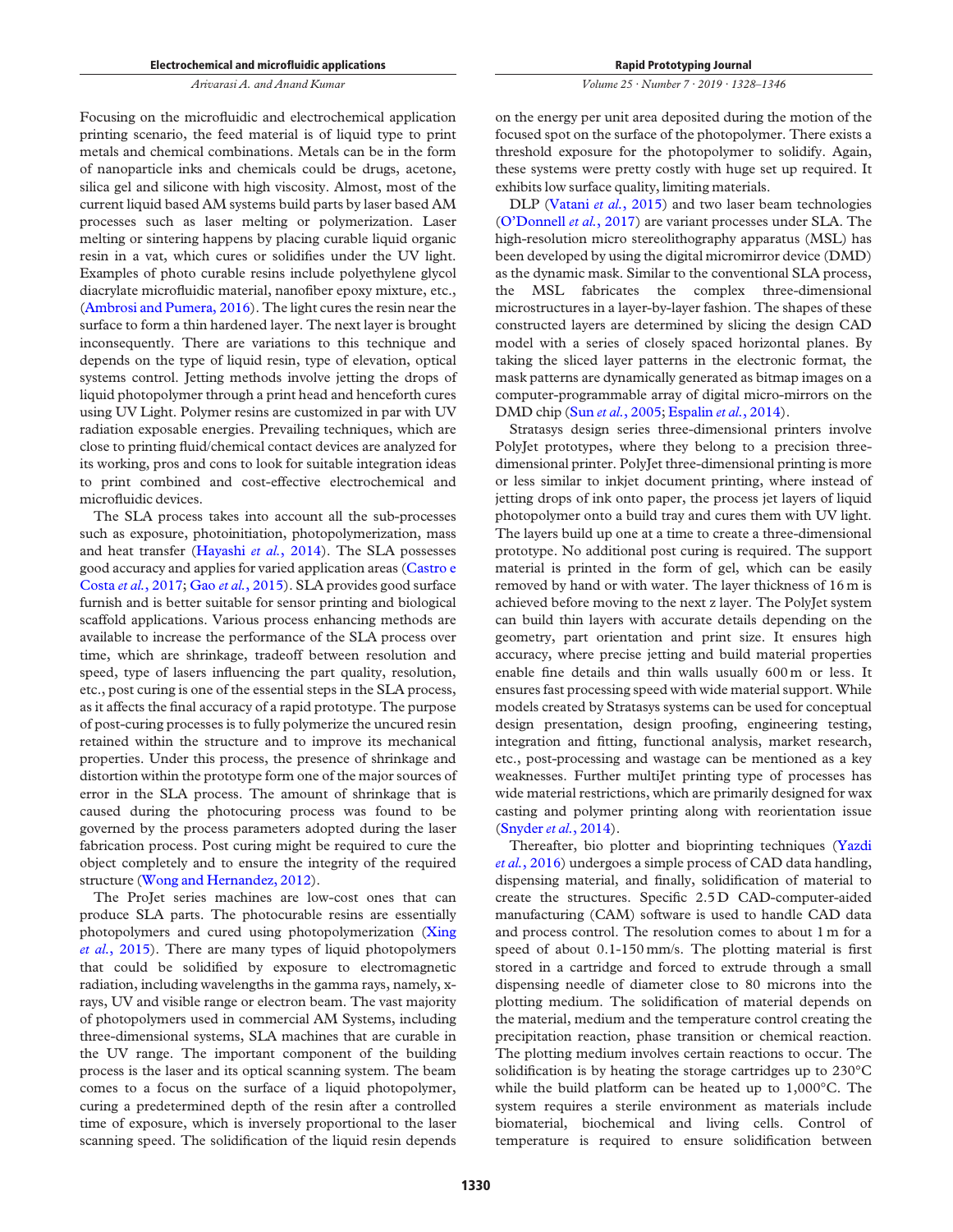Focusing on the microfluidic and electrochemical application printing scenario, the feed material is of liquid type to print metals and chemical combinations. Metals can be in the form of nanoparticle inks and chemicals could be drugs, acetone, silica gel and silicone with high viscosity. Almost, most of the current liquid based AM systems build parts by laser based AM processes such as laser melting or polymerization. Laser melting or sintering happens by placing curable liquid organic resin in a vat, which cures or solidifies under the UV light. Examples of photo curable resins include polyethylene glycol diacrylate microfluidic material, nanofiber epoxy mixture, etc., (Ambrosi and Pumera, 2016). The light cures the resin near the surface to form a thin hardened layer. The next layer is brought inconsequently. There are variations to this technique and depends on the type of liquid resin, type of elevation, optical systems control. Jetting methods involve jetting the drops of liquid photopolymer through a print head and henceforth cures using UV Light. Polymer resins are customized in par with UV radiation exposable energies. Prevailing techniques, which are close to printing fluid/chemical contact devices are analyzed for its working, pros and cons to look for suitable integration ideas to print combined and cost-effective electrochemical and microfluidic devices.

The SLA process takes into account all the sub-processes such as exposure, photoinitiation, photopolymerization, mass and heat transfer (Hayashi *et al.*, 2014). The SLA possesses good accuracy and applies for varied application areas (Castro e Costa *et al.*, 2017; Gao *et al.*, 2015). SLA provides good surface furnish and is better suitable for sensor printing and biological scaffold applications. Various process enhancing methods are available to increase the performance of the SLA process over time, which are shrinkage, tradeoff between resolution and speed, type of lasers influencing the part quality, resolution, etc., post curing is one of the essential steps in the SLA process, as it affects the final accuracy of a rapid prototype. The purpose of post-curing processes is to fully polymerize the uncured resin retained within the structure and to improve its mechanical properties. Under this process, the presence of shrinkage and distortion within the prototype form one of the major sources of error in the SLA process. The amount of shrinkage that is caused during the photocuring process was found to be governed by the process parameters adopted during the laser fabrication process. Post curing might be required to cure the object completely and to ensure the integrity of the required structure (Wong and Hernandez, 2012).

The ProJet series machines are low-cost ones that can produce SLA parts. The photocurable resins are essentially photopolymers and cured using photopolymerization (Xing *et al.*, 2015). There are many types of liquid photopolymers that could be solidified by exposure to electromagnetic radiation, including wavelengths in the gamma rays, namely, x-rays, UV and visible range or electron beam. The vast majority of photopolymers used in commercial AM Systems, including three-dimensional systems, SLA machines that are curable in the UV range. The important component of the building process is the laser and its optical scanning system. The beam comes to a focus on the surface of a liquid photopolymer, curing a predetermined depth of the resin after a controlled time of exposure, which is inversely proportional to the laser scanning speed. The solidification of the liquid resin depends on the energy per unit area deposited during the motion of the focused spot on the surface of the photopolymer. There exists a threshold exposure for the photopolymer to solidify. Again, these systems were pretty costly with huge set up required. It exhibits low surface quality, limiting materials.

DLP (Vatani *et al.*, 2015) and two laser beam technologies (O'Donnell *et al.*, 2017) are variant processes under SLA. The high-resolution micro stereolithography apparatus (MSL) has been developed by using the digital micromirror device (DMD) as the dynamic mask. Similar to the conventional SLA process, the MSL fabricates the complex three-dimensional microstructures in a layer-by-layer fashion. The shapes of these constructed layers are determined by slicing the design CAD model with a series of closely spaced horizontal planes. By taking the sliced layer patterns in the electronic format, the mask patterns are dynamically generated as bitmap images on a computer-programmable array of digital micro-mirrors on the DMD chip (Sun *et al.*, 2005; Espalin *et al.*, 2014).

Stratasys design series three-dimensional printers involve PolyJet prototypes, where they belong to a precision three-dimensional printer. PolyJet three-dimensional printing is more or less similar to inkjet document printing, where instead of jetting drops of ink onto paper, the process jet layers of liquid photopolymer onto a build tray and cures them with UV light. The layers build up one at a time to create a three-dimensional prototype. No additional post curing is required. The support material is printed in the form of gel, which can be easily removed by hand or with water. The layer thickness of 16 m is achieved before moving to the next z layer. The PolyJet system can build thin layers with accurate details depending on the geometry, part orientation and print size. It ensures high accuracy, where precise jetting and build material properties enable fine details and thin walls usually 600 m or less. It ensures fast processing speed with wide material support. While models created by Stratasys systems can be used for conceptual design presentation, design proofing, engineering testing, integration and fitting, functional analysis, market research, etc., post-processing and wastage can be mentioned as a key weaknesses. Further multiJet printing type of processes has wide material restrictions, which are primarily designed for wax casting and polymer printing along with reorientation issue (Snyder *et al.*, 2014).

Thereafter, bio plotter and bioprinting techniques (Yazdi *et al.*, 2016) undergoes a simple process of CAD data handling, dispensing material, and finally, solidification of material to create the structures. Specific 2.5 D CAD-computer-aided manufacturing (CAM) software is used to handle CAD data and process control. The resolution comes to about 1 m for a speed of about 0.1-150 mm/s. The plotting material is first stored in a cartridge and forced to extrude through a small dispensing needle of diameter close to 80 microns into the plotting medium. The solidification of material depends on the material, medium and the temperature control creating the precipitation reaction, phase transition or chemical reaction. The plotting medium involves certain reactions to occur. The solidification is by heating the storage cartridges up to 230°C while the build platform can be heated up to 1,000°C. The system requires a sterile environment as materials include biomaterial, biochemical and living cells. Control of temperature is required to ensure solidification between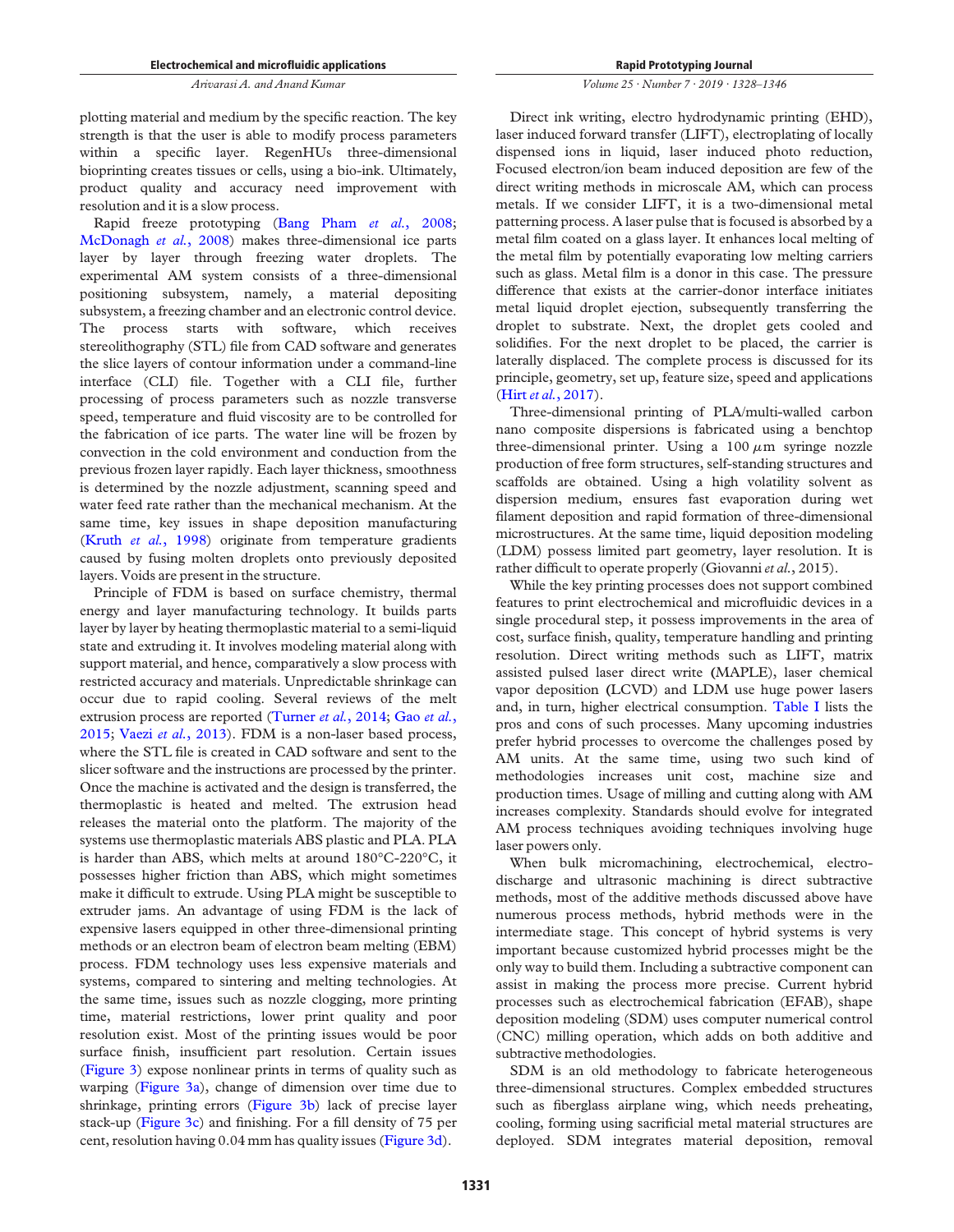plotting material and medium by the specific reaction. The key strength is that the user is able to modify process parameters within a specific layer. RegenHUs three-dimensional bioprinting creates tissues or cells, using a bio-ink. Ultimately, product quality and accuracy need improvement with resolution and it is a slow process.

Rapid freeze prototyping (Bang Pham *et al.*, 2008; McDonagh *et al.*, 2008) makes three-dimensional ice parts layer by layer through freezing water droplets. The experimental AM system consists of a three-dimensional positioning subsystem, namely, a material depositing subsystem, a freezing chamber and an electronic control device. The process starts with software, which receives stereolithography (STL) file from CAD software and generates the slice layers of contour information under a command-line interface (CLI) file. Together with a CLI file, further processing of process parameters such as nozzle transverse speed, temperature and fluid viscosity are to be controlled for the fabrication of ice parts. The water line will be frozen by convection in the cold environment and conduction from the previous frozen layer rapidly. Each layer thickness, smoothness is determined by the nozzle adjustment, scanning speed and water feed rate rather than the mechanical mechanism. At the same time, key issues in shape deposition manufacturing (Kruth *et al.*, 1998) originate from temperature gradients caused by fusing molten droplets onto previously deposited layers. Voids are present in the structure.

Principle of FDM is based on surface chemistry, thermal energy and layer manufacturing technology. It builds parts layer by layer by heating thermoplastic material to a semi-liquid state and extruding it. It involves modeling material along with support material, and hence, comparatively a slow process with restricted accuracy and materials. Unpredictable shrinkage can occur due to rapid cooling. Several reviews of the melt extrusion process are reported (Turner *et al.*, 2014; Gao *et al.*, 2015; Vaezi *et al.*, 2013). FDM is a non-laser based process, where the STL file is created in CAD software and sent to the slicer software and the instructions are processed by the printer. Once the machine is activated and the design is transferred, the thermoplastic is heated and melted. The extrusion head releases the material onto the platform. The majority of the systems use thermoplastic materials ABS plastic and PLA. PLA is harder than ABS, which melts at around 180°C-220°C, it possesses higher friction than ABS, which might sometimes make it difficult to extrude. Using PLA might be susceptible to extruder jams. An advantage of using FDM is the lack of expensive lasers equipped in other three-dimensional printing methods or an electron beam of electron beam melting (EBM) process. FDM technology uses less expensive materials and systems, compared to sintering and melting technologies. At the same time, issues such as nozzle clogging, more printing time, material restrictions, lower print quality and poor resolution exist. Most of the printing issues would be poor surface finish, insufficient part resolution. Certain issues (Figure 3) expose nonlinear prints in terms of quality such as warping (Figure 3a), change of dimension over time due to shrinkage, printing errors (Figure 3b) lack of precise layer stack-up (Figure 3c) and finishing. For a fill density of 75 per cent, resolution having 0.04 mm has quality issues (Figure 3d).

Direct ink writing, electro hydrodynamic printing (EHD), laser induced forward transfer (LIFT), electroplating of locally dispensed ions in liquid, laser induced photo reduction, Focused electron/ion beam induced deposition are few of the direct writing methods in microscale AM, which can process metals. If we consider LIFT, it is a two-dimensional metal patterning process. A laser pulse that is focused is absorbed by a metal film coated on a glass layer. It enhances local melting of the metal film by potentially evaporating low melting carriers such as glass. Metal film is a donor in this case. The pressure difference that exists at the carrier-donor interface initiates metal liquid droplet ejection, subsequently transferring the droplet to substrate. Next, the droplet gets cooled and solidifies. For the next droplet to be placed, the carrier is laterally displaced. The complete process is discussed for its principle, geometry, set up, feature size, speed and applications (Hirt *et al.*, 2017).

Three-dimensional printing of PLA/multi-walled carbon nano composite dispersions is fabricated using a benchtop three-dimensional printer. Using a 100 $\mu$m syringe nozzle production of free form structures, self-standing structures and scaffolds are obtained. Using a high volatility solvent as dispersion medium, ensures fast evaporation during wet filament deposition and rapid formation of three-dimensional microstructures. At the same time, liquid deposition modeling (LDM) possess limited part geometry, layer resolution. It is rather difficult to operate properly (Giovanni *et al.*, 2015).

While the key printing processes does not support combined features to print electrochemical and microfluidic devices in a single procedural step, it possess improvements in the area of cost, surface finish, quality, temperature handling and printing resolution. Direct writing methods such as LIFT, matrix assisted pulsed laser direct write (MAPLE), laser chemical vapor deposition (LCVD) and LDM use huge power lasers and, in turn, higher electrical consumption. Table I lists the pros and cons of such processes. Many upcoming industries prefer hybrid processes to overcome the challenges posed by AM units. At the same time, using two such kind of methodologies increases unit cost, machine size and production times. Usage of milling and cutting along with AM increases complexity. Standards should evolve for integrated AM process techniques avoiding techniques involving huge laser powers only.

When bulk micromachining, electrochemical, electro-discharge and ultrasonic machining is direct subtractive methods, most of the additive methods discussed above have numerous process methods, hybrid methods were in the intermediate stage. This concept of hybrid systems is very important because customized hybrid processes might be the only way to build them. Including a subtractive component can assist in making the process more precise. Current hybrid processes such as electrochemical fabrication (EFAB), shape deposition modeling (SDM) uses computer numerical control (CNC) milling operation, which adds on both additive and subtractive methodologies.

SDM is an old methodology to fabricate heterogeneous three-dimensional structures. Complex embedded structures such as fiberglass airplane wing, which needs preheating, cooling, forming using sacrificial metal material structures are deployed. SDM integrates material deposition, removal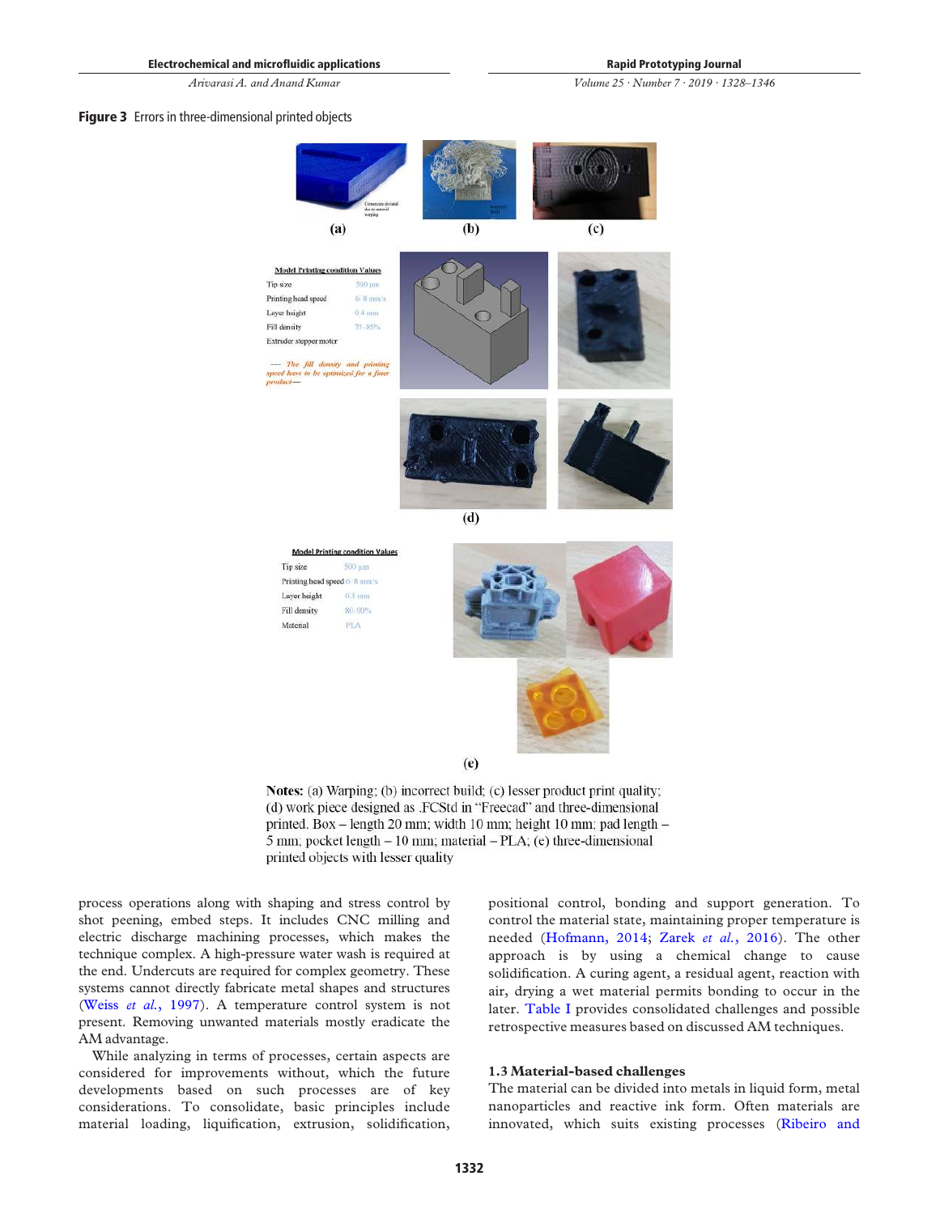**Figure 3** Errors in three-dimensional printed objects

**Notes:** (a) Warping; (b) incorrect build; (c) lesser product print quality; (d) work piece designed as .FCStd in "Freecad" and three-dimensional printed. Box – length 20 mm; width 10 mm; height 10 mm; pad length – 5 mm; pocket length – 10 mm; material – PLA; (e) three-dimensional printed objects with lesser quality

process operations along with shaping and stress control by shot peening, embed steps. It includes CNC milling and electric discharge machining processes, which makes the technique complex. A high-pressure water wash is required at the end. Undercuts are required for complex geometry. These systems cannot directly fabricate metal shapes and structures (Weiss *et al.*, 1997). A temperature control system is not present. Removing unwanted materials mostly eradicate the AM advantage.

While analyzing in terms of processes, certain aspects are considered for improvements without, which the future developments based on such processes are of key considerations. To consolidate, basic principles include material loading, liquification, extrusion, solidification, positional control, bonding and support generation. To control the material state, maintaining proper temperature is needed (Hofmann, 2014; Zarek *et al.*, 2016). The other approach is by using a chemical change to cause solidification. A curing agent, a residual agent, reaction with air, drying a wet material permits bonding to occur in the later. Table I provides consolidated challenges and possible retrospective measures based on discussed AM techniques.

### 1.3 Material-based challenges

The material can be divided into metals in liquid form, metal nanoparticles and reactive ink form. Often materials are innovated, which suits existing processes (Ribeiro and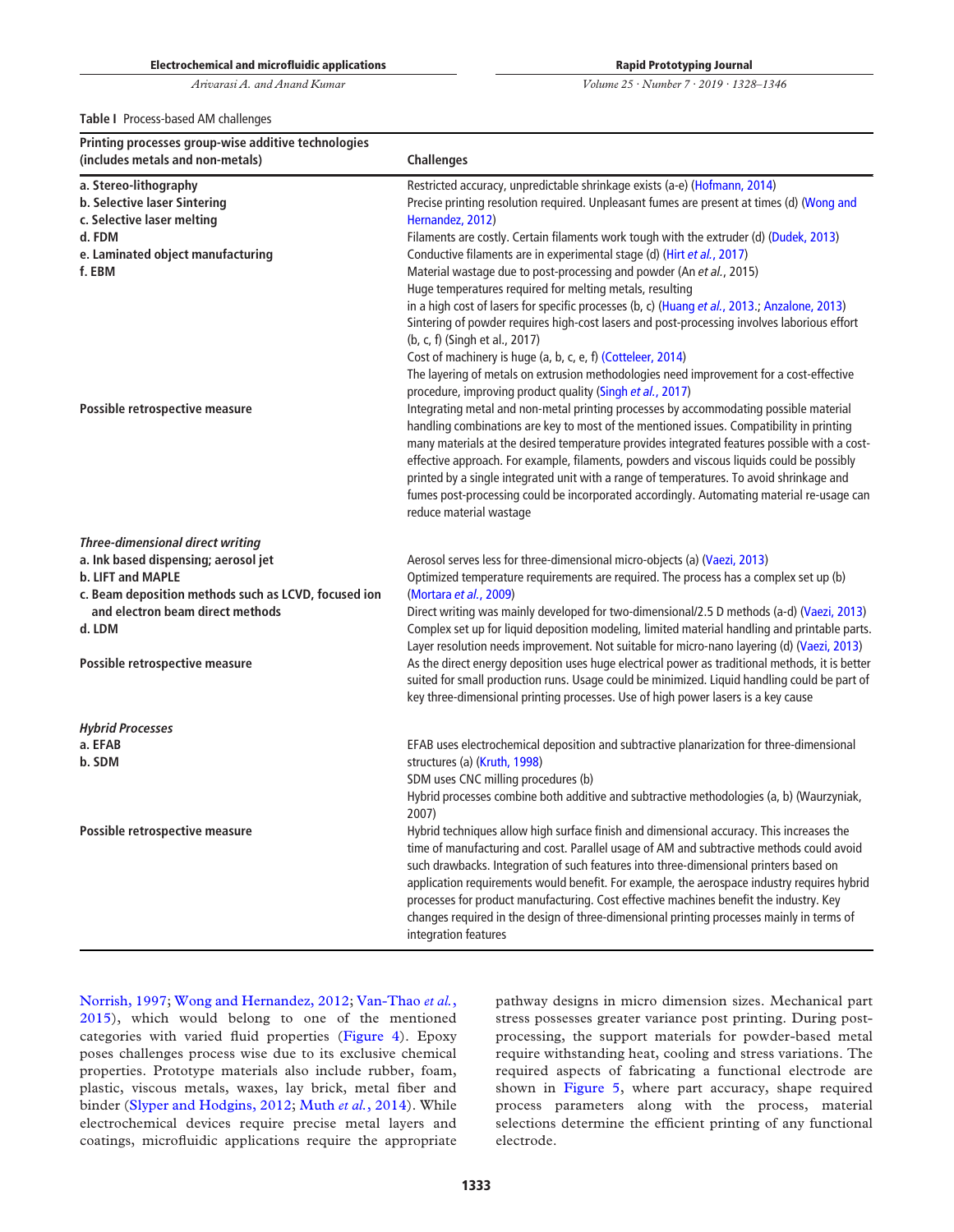**Table I** Process-based AM challenges

| Printing processes group-wise additive technologies (includes metals and non-metals) | Challenges |
|---|---|
| a. Stereo-lithography<br>b. Selective laser Sintering<br>c. Selective laser melting<br>d. FDM<br>e. Laminated object manufacturing<br>f. EBM | Restricted accuracy, unpredictable shrinkage exists (a-e) (Hofmann, 2014)<br>Precise printing resolution required. Unpleasant fumes are present at times (d) (Wong and Hernandez, 2012)<br>Filaments are costly. Certain filaments work tough with the extruder (d) (Dudek, 2013)<br>Conductive filaments are in experimental stage (d) (Hirt *et al.*, 2017)<br>Material wastage due to post-processing and powder (An *et al.*, 2015)<br>Huge temperatures required for melting metals, resulting in a high cost of lasers for specific processes (b, c) (Huang *et al.*, 2013.; Anzalone, 2013)<br>Sintering of powder requires high-cost lasers and post-processing involves laborious effort (b, c, f) (Singh et al., 2017)<br>Cost of machinery is huge (a, b, c, e, f) (Cotteleer, 2014)<br>The layering of metals on extrusion methodologies need improvement for a cost-effective procedure, improving product quality (Singh *et al.*, 2017) |
| Possible retrospective measure | Integrating metal and non-metal printing processes by accommodating possible material handling combinations are key to most of the mentioned issues. Compatibility in printing many materials at the desired temperature provides integrated features possible with a cost-effective approach. For example, filaments, powders and viscous liquids could be possibly printed by a single integrated unit with a range of temperatures. To avoid shrinkage and fumes post-processing could be incorporated accordingly. Automating material re-usage can reduce material wastage |
| ***Three-dimensional direct writing*** | |
| a. Ink based dispensing; aerosol jet<br>b. LIFT and MAPLE<br>c. Beam deposition methods such as LCVD, focused ion and electron beam direct methods<br>d. LDM | Aerosol serves less for three-dimensional micro-objects (a) (Vaezi, 2013)<br>Optimized temperature requirements are required. The process has a complex set up (b) (Mortara *et al.*, 2009)<br>Direct writing was mainly developed for two-dimensional/2.5 D methods (a-d) (Vaezi, 2013)<br>Complex set up for liquid deposition modeling, limited material handling and printable parts. Layer resolution needs improvement. Not suitable for micro-nano layering (d) (Vaezi, 2013) |
| Possible retrospective measure | As the direct energy deposition uses huge electrical power as traditional methods, it is better suited for small production runs. Usage could be minimized. Liquid handling could be part of key three-dimensional printing processes. Use of high power lasers is a key cause |
| ***Hybrid Processes*** | |
| a. EFAB<br>b. SDM | EFAB uses electrochemical deposition and subtractive planarization for three-dimensional structures (a) (Kruth, 1998)<br>SDM uses CNC milling procedures (b)<br>Hybrid processes combine both additive and subtractive methodologies (a, b) (Waurzyniak, 2007) |
| Possible retrospective measure | Hybrid techniques allow high surface finish and dimensional accuracy. This increases the time of manufacturing and cost. Parallel usage of AM and subtractive methods could avoid such drawbacks. Integration of such features into three-dimensional printers based on application requirements would benefit. For example, the aerospace industry requires hybrid processes for product manufacturing. Cost effective machines benefit the industry. Key changes required in the design of three-dimensional printing processes mainly in terms of integration features |

Norrish, 1997; Wong and Hernandez, 2012; Van-Thao *et al.*, 2015), which would belong to one of the mentioned categories with varied fluid properties (Figure 4). Epoxy poses challenges process wise due to its exclusive chemical properties. Prototype materials also include rubber, foam, plastic, viscous metals, waxes, lay brick, metal fiber and binder (Slyper and Hodgins, 2012; Muth *et al.*, 2014). While electrochemical devices require precise metal layers and coatings, microfluidic applications require the appropriate pathway designs in micro dimension sizes. Mechanical part stress possesses greater variance post printing. During post-processing, the support materials for powder-based metal require withstanding heat, cooling and stress variations. The required aspects of fabricating a functional electrode are shown in Figure 5, where part accuracy, shape required process parameters along with the process, material selections determine the efficient printing of any functional electrode.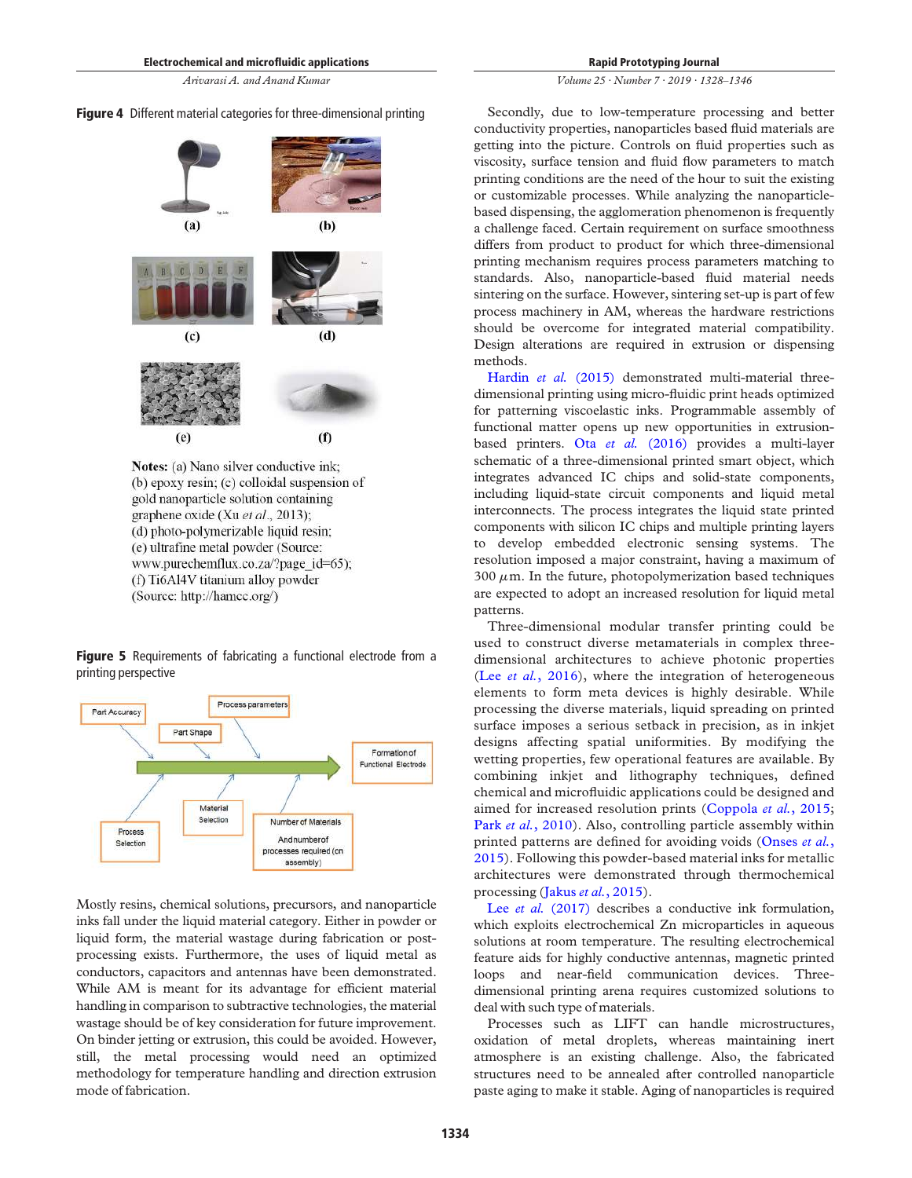**Figure 4** Different material categories for three-dimensional printing

**Notes:** (a) Nano silver conductive ink; (b) epoxy resin; (c) colloidal suspension of gold nanoparticle solution containing graphene oxide (Xu *et al.*, 2013); (d) photo-polymerizable liquid resin; (e) ultrafine metal powder (Source: www.purechemflux.co.za/?page_id=65); (f) Ti6Al4V titanium alloy powder (Source: http://hamcc.org/)

**Figure 5** Requirements of fabricating a functional electrode from a printing perspective

Mostly resins, chemical solutions, precursors, and nanoparticle inks fall under the liquid material category. Either in powder or liquid form, the material wastage during fabrication or post-processing exists. Furthermore, the uses of liquid metal as conductors, capacitors and antennas have been demonstrated. While AM is meant for its advantage for efficient material handling in comparison to subtractive technologies, the material wastage should be of key consideration for future improvement. On binder jetting or extrusion, this could be avoided. However, still, the metal processing would need an optimized methodology for temperature handling and direction extrusion mode of fabrication.

Secondly, due to low-temperature processing and better conductivity properties, nanoparticles based fluid materials are getting into the picture. Controls on fluid properties such as viscosity, surface tension and fluid flow parameters to match printing conditions are the need of the hour to suit the existing or customizable processes. While analyzing the nanoparticle-based dispensing, the agglomeration phenomenon is frequently a challenge faced. Certain requirement on surface smoothness differs from product to product for which three-dimensional printing mechanism requires process parameters matching to standards. Also, nanoparticle-based fluid material needs sintering on the surface. However, sintering set-up is part of few process machinery in AM, whereas the hardware restrictions should be overcome for integrated material compatibility. Design alterations are required in extrusion or dispensing methods.

Hardin *et al.* (2015) demonstrated multi-material three-dimensional printing using micro-fluidic print heads optimized for patterning viscoelastic inks. Programmable assembly of functional matter opens up new opportunities in extrusion-based printers. Ota *et al.* (2016) provides a multi-layer schematic of a three-dimensional printed smart object, which integrates advanced IC chips and solid-state components, including liquid-state circuit components and liquid metal interconnects. The process integrates the liquid state printed components with silicon IC chips and multiple printing layers to develop embedded electronic sensing systems. The resolution imposed a major constraint, having a maximum of 300 $\mu$m. In the future, photopolymerization based techniques are expected to adopt an increased resolution for liquid metal patterns.

Three-dimensional modular transfer printing could be used to construct diverse metamaterials in complex three-dimensional architectures to achieve photonic properties (Lee *et al.*, 2016), where the integration of heterogeneous elements to form meta devices is highly desirable. While processing the diverse materials, liquid spreading on printed surface imposes a serious setback in precision, as in inkjet designs affecting spatial uniformities. By modifying the wetting properties, few operational features are available. By combining inkjet and lithography techniques, defined chemical and microfluidic applications could be designed and aimed for increased resolution prints (Coppola *et al.*, 2015; Park *et al.*, 2010). Also, controlling particle assembly within printed patterns are defined for avoiding voids (Onses *et al.*, 2015). Following this powder-based material inks for metallic architectures were demonstrated through thermochemical processing (Jakus *et al.*, 2015).

Lee *et al.* (2017) describes a conductive ink formulation, which exploits electrochemical Zn microparticles in aqueous solutions at room temperature. The resulting electrochemical feature aids for highly conductive antennas, magnetic printed loops and near-field communication devices. Three-dimensional printing arena requires customized solutions to deal with such type of materials.

Processes such as LIFT can handle microstructures, oxidation of metal droplets, whereas maintaining inert atmosphere is an existing challenge. Also, the fabricated structures need to be annealed after controlled nanoparticle paste aging to make it stable. Aging of nanoparticles is required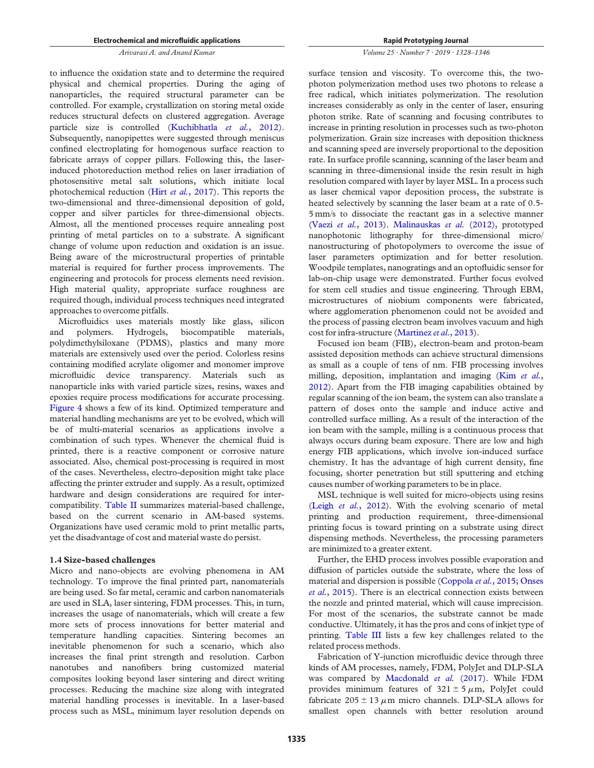to influence the oxidation state and to determine the required physical and chemical properties. During the aging of nanoparticles, the required structural parameter can be controlled. For example, crystallization on storing metal oxide reduces structural defects on clustered aggregation. Average particle size is controlled (Kuchibhatla *et al.*, 2012). Subsequently, nanopipettes were suggested through meniscus confined electroplating for homogenous surface reaction to fabricate arrays of copper pillars. Following this, the laser-induced photoreduction method relies on laser irradiation of photosensitive metal salt solutions, which initiate local photochemical reduction (Hirt *et al.*, 2017). This reports the two-dimensional and three-dimensional deposition of gold, copper and silver particles for three-dimensional objects. Almost, all the mentioned processes require annealing post printing of metal particles on to a substrate. A significant change of volume upon reduction and oxidation is an issue. Being aware of the microstructural properties of printable material is required for further process improvements. The engineering and protocols for process elements need revision. High material quality, appropriate surface roughness are required though, individual process techniques need integrated approaches to overcome pitfalls.

Microfluidics uses materials mostly like glass, silicon and polymers. Hydrogels, biocompatible materials, polydimethylsiloxane (PDMS), plastics and many more materials are extensively used over the period. Colorless resins containing modified acrylate oligomer and monomer improve microfluidic device transparency. Materials such as nanoparticle inks with varied particle sizes, resins, waxes and epoxies require process modifications for accurate processing. Figure 4 shows a few of its kind. Optimized temperature and material handling mechanisms are yet to be evolved, which will be of multi-material scenarios as applications involve a combination of such types. Whenever the chemical fluid is printed, there is a reactive component or corrosive nature associated. Also, chemical post-processing is required in most of the cases. Nevertheless, electro-deposition might take place affecting the printer extruder and supply. As a result, optimized hardware and design considerations are required for inter-compatibility. Table II summarizes material-based challenge, based on the current scenario in AM-based systems. Organizations have used ceramic mold to print metallic parts, yet the disadvantage of cost and material waste do persist.

### 1.4 Size-based challenges

Micro and nano-objects are evolving phenomena in AM technology. To improve the final printed part, nanomaterials are being used. So far metal, ceramic and carbon nanomaterials are used in SLA, laser sintering, FDM processes. This, in turn, increases the usage of nanomaterials, which will create a few more sets of process innovations for better material and temperature handling capacities. Sintering becomes an inevitable phenomenon for such a scenario, which also increases the final print strength and resolution. Carbon nanotubes and nanofibers bring customized material composites looking beyond laser sintering and direct writing processes. Reducing the machine size along with integrated material handling processes is inevitable. In a laser-based process such as MSL, minimum layer resolution depends on surface tension and viscosity. To overcome this, the two-photon polymerization method uses two photons to release a free radical, which initiates polymerization. The resolution increases considerably as only in the center of laser, ensuring photon strike. Rate of scanning and focusing contributes to increase in printing resolution in processes such as two-photon polymerization. Grain size increases with deposition thickness and scanning speed are inversely proportional to the deposition rate. In surface profile scanning, scanning of the laser beam and scanning in three-dimensional inside the resin result in high resolution compared with layer by layer MSL. In a process such as laser chemical vapor deposition process, the substrate is heated selectively by scanning the laser beam at a rate of 0.5-5 mm/s to dissociate the reactant gas in a selective manner (Vaezi *et al.*, 2013). Malinauskas *et al.* (2012), prototyped nanophotonic lithography for three-dimensional micro/nanostructuring of photopolymers to overcome the issue of laser parameters optimization and for better resolution. Woodpile templates, nanogratings and an optofluidic sensor for lab-on-chip usage were demonstrated. Further focus evolved for stem cell studies and tissue engineering. Through EBM, microstructures of niobium components were fabricated, where agglomeration phenomenon could not be avoided and the process of passing electron beam involves vacuum and high cost for infra-structure (Martinez *et al.*, 2013).

Focused ion beam (FIB), electron-beam and proton-beam assisted deposition methods can achieve structural dimensions as small as a couple of tens of nm. FIB processing involves milling, deposition, implantation and imaging (Kim *et al.*, 2012). Apart from the FIB imaging capabilities obtained by regular scanning of the ion beam, the system can also translate a pattern of doses onto the sample and induce active and controlled surface milling. As a result of the interaction of the ion beam with the sample, milling is a continuous process that always occurs during beam exposure. There are low and high energy FIB applications, which involve ion-induced surface chemistry. It has the advantage of high current density, fine focusing, shorter penetration but still sputtering and etching causes number of working parameters to be in place.

MSL technique is well suited for micro-objects using resins (Leigh *et al.*, 2012). With the evolving scenario of metal printing and production requirement, three-dimensional printing focus is toward printing on a substrate using direct dispensing methods. Nevertheless, the processing parameters are minimized to a greater extent.

Further, the EHD process involves possible evaporation and diffusion of particles outside the substrate, where the loss of material and dispersion is possible (Coppola *et al.*, 2015; Onses *et al.*, 2015). There is an electrical connection exists between the nozzle and printed material, which will cause imprecision. For most of the scenarios, the substrate cannot be made conductive. Ultimately, it has the pros and cons of inkjet type of printing. Table III lists a few key challenges related to the related process methods.

Fabrication of Y-junction microfluidic device through three kinds of AM processes, namely, FDM, PolyJet and DLP-SLA was compared by Macdonald *et al.* (2017). While FDM provides minimum features of $321 \pm 5\,\mu$m, PolyJet could fabricate $205 \pm 13\,\mu$m micro channels. DLP-SLA allows for smallest open channels with better resolution around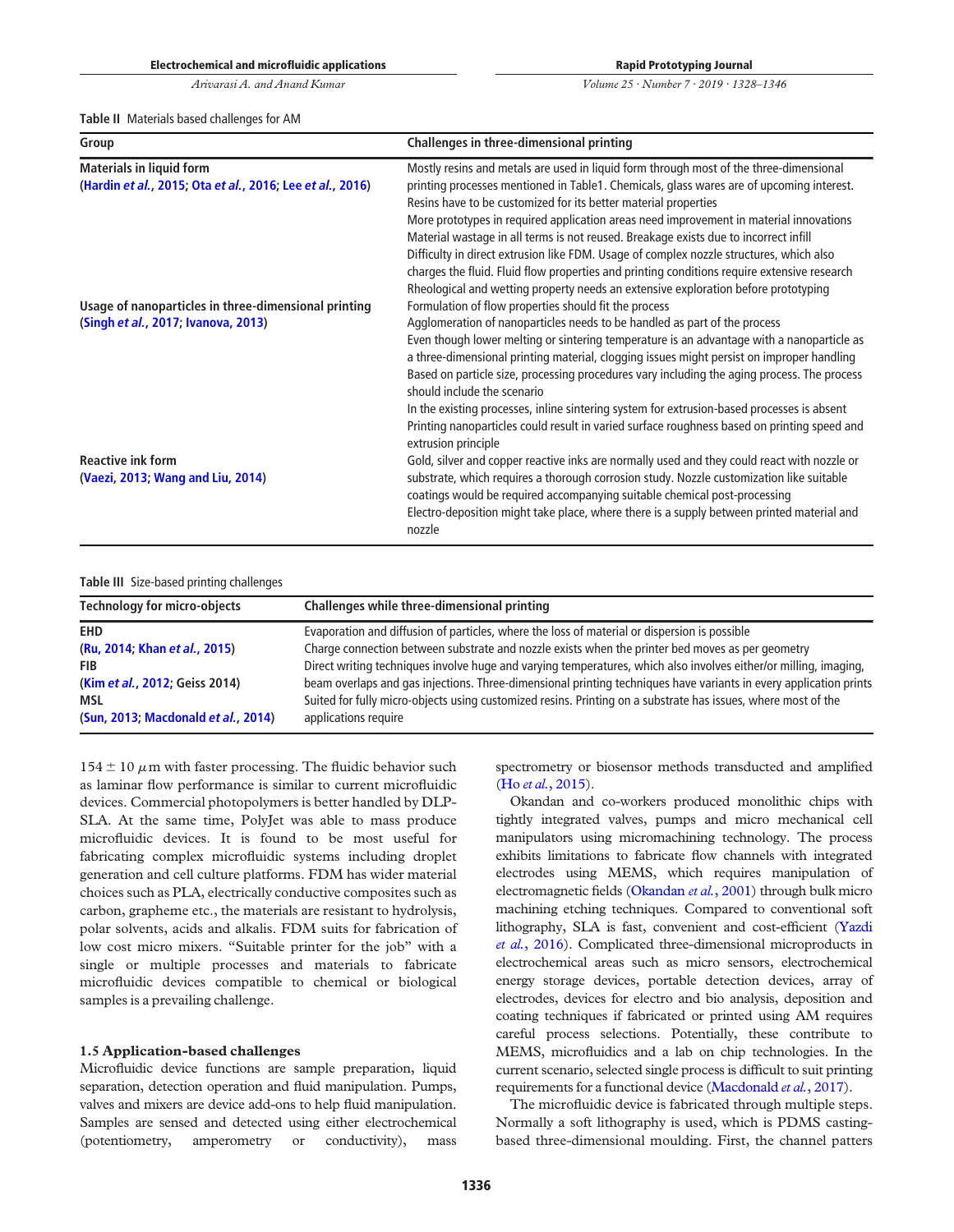**Table II** Materials based challenges for AM

| Group | Challenges in three-dimensional printing |
|---|---|
| **Materials in liquid form** (Hardin *et al.*, 2015; Ota *et al.*, 2016; Lee *et al.*, 2016) | Mostly resins and metals are used in liquid form through most of the three-dimensional printing processes mentioned in Table1. Chemicals, glass wares are of upcoming interest. Resins have to be customized for its better material properties<br>More prototypes in required application areas need improvement in material innovations<br>Material wastage in all terms is not reused. Breakage exists due to incorrect infill<br>Difficulty in direct extrusion like FDM. Usage of complex nozzle structures, which also charges the fluid. Fluid flow properties and printing conditions require extensive research<br>Rheological and wetting property needs an extensive exploration before prototyping |
| **Usage of nanoparticles in three-dimensional printing** (Singh *et al.*, 2017; Ivanova, 2013) | Formulation of flow properties should fit the process<br>Agglomeration of nanoparticles needs to be handled as part of the process<br>Even though lower melting or sintering temperature is an advantage with a nanoparticle as a three-dimensional printing material, clogging issues might persist on improper handling<br>Based on particle size, processing procedures vary including the aging process. The process should include the scenario<br>In the existing processes, inline sintering system for extrusion-based processes is absent<br>Printing nanoparticles could result in varied surface roughness based on printing speed and extrusion principle |
| **Reactive ink form** (Vaezi, 2013; Wang and Liu, 2014) | Gold, silver and copper reactive inks are normally used and they could react with nozzle or substrate, which requires a thorough corrosion study. Nozzle customization like suitable coatings would be required accompanying suitable chemical post-processing<br>Electro-deposition might take place, where there is a supply between printed material and nozzle |

**Table III** Size-based printing challenges

| Technology for micro-objects | Challenges while three-dimensional printing |
|---|---|
| **EHD** (Ru, 2014; Khan *et al.*, 2015) | Evaporation and diffusion of particles, where the loss of material or dispersion is possible<br>Charge connection between substrate and nozzle exists when the printer bed moves as per geometry |
| **FIB** (Kim *et al.*, 2012; Geiss 2014) | Direct writing techniques involve huge and varying temperatures, which also involves either/or milling, imaging, beam overlaps and gas injections. Three-dimensional printing techniques have variants in every application prints |
| **MSL** (Sun, 2013; Macdonald *et al.*, 2014) | Suited for fully micro-objects using customized resins. Printing on a substrate has issues, where most of the applications require |

$154 \pm 10\ \mu$m with faster processing. The fluidic behavior such as laminar flow performance is similar to current microfluidic devices. Commercial photopolymers is better handled by DLP-SLA. At the same time, PolyJet was able to mass produce microfluidic devices. It is found to be most useful for fabricating complex microfluidic systems including droplet generation and cell culture platforms. FDM has wider material choices such as PLA, electrically conductive composites such as carbon, grapheme etc., the materials are resistant to hydrolysis, polar solvents, acids and alkalis. FDM suits for fabrication of low cost micro mixers. "Suitable printer for the job" with a single or multiple processes and materials to fabricate microfluidic devices compatible to chemical or biological samples is a prevailing challenge.

### 1.5 Application-based challenges

Microfluidic device functions are sample preparation, liquid separation, detection operation and fluid manipulation. Pumps, valves and mixers are device add-ons to help fluid manipulation. Samples are sensed and detected using either electrochemical (potentiometry, amperometry or conductivity), mass spectrometry or biosensor methods transducted and amplified (Ho *et al.*, 2015).

Okandan and co-workers produced monolithic chips with tightly integrated valves, pumps and micro mechanical cell manipulators using micromachining technology. The process exhibits limitations to fabricate flow channels with integrated electrodes using MEMS, which requires manipulation of electromagnetic fields (Okandan *et al.*, 2001) through bulk micro machining etching techniques. Compared to conventional soft lithography, SLA is fast, convenient and cost-efficient (Yazdi *et al.*, 2016). Complicated three-dimensional microproducts in electrochemical areas such as micro sensors, electrochemical energy storage devices, portable detection devices, array of electrodes, devices for electro and bio analysis, deposition and coating techniques if fabricated or printed using AM requires careful process selections. Potentially, these contribute to MEMS, microfluidics and a lab on chip technologies. In the current scenario, selected single process is difficult to suit printing requirements for a functional device (Macdonald *et al.*, 2017).

The microfluidic device is fabricated through multiple steps. Normally a soft lithography is used, which is PDMS casting-based three-dimensional moulding. First, the channel patters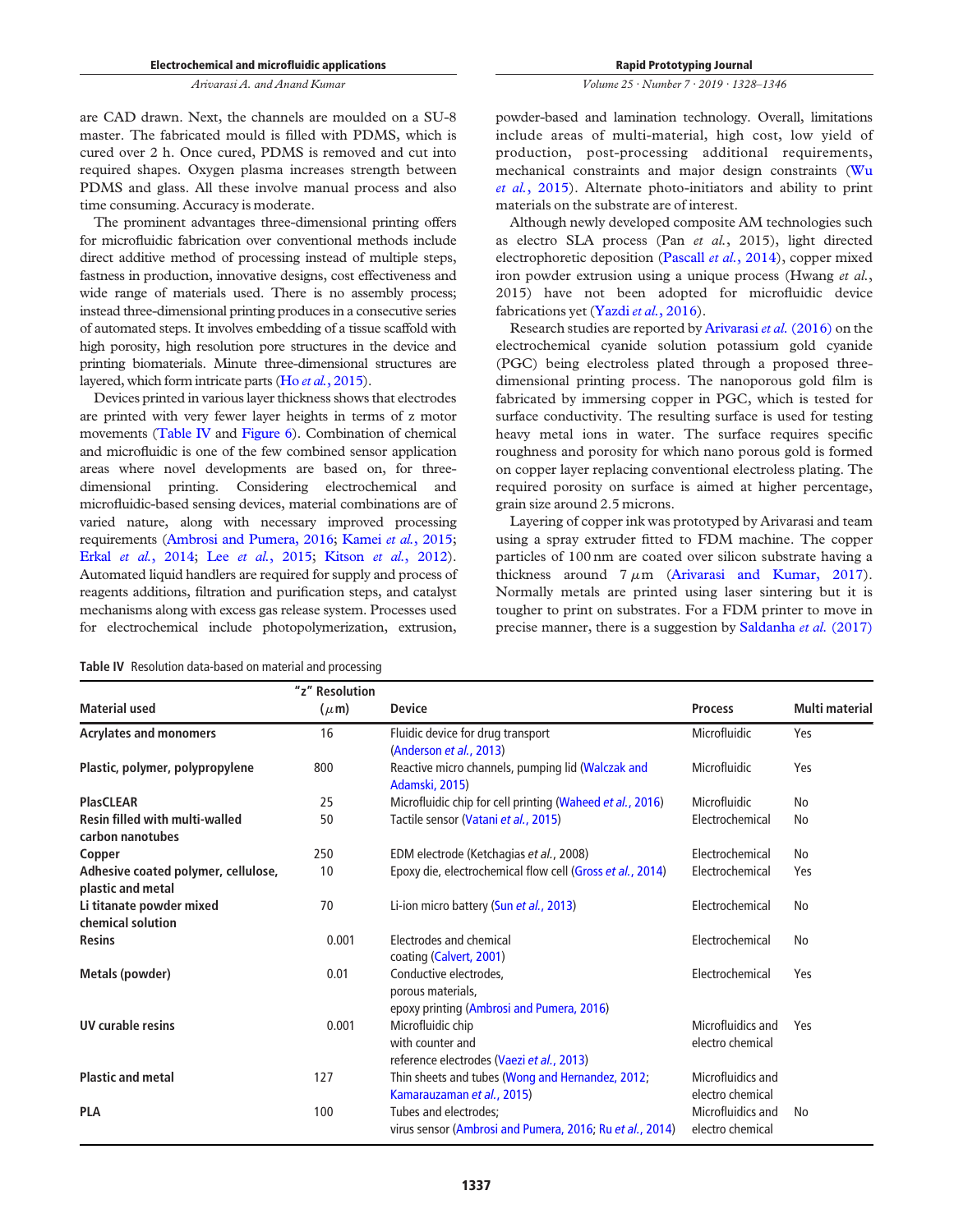are CAD drawn. Next, the channels are moulded on a SU-8 master. The fabricated mould is filled with PDMS, which is cured over 2 h. Once cured, PDMS is removed and cut into required shapes. Oxygen plasma increases strength between PDMS and glass. All these involve manual process and also time consuming. Accuracy is moderate.

The prominent advantages three-dimensional printing offers for microfluidic fabrication over conventional methods include direct additive method of processing instead of multiple steps, fastness in production, innovative designs, cost effectiveness and wide range of materials used. There is no assembly process; instead three-dimensional printing produces in a consecutive series of automated steps. It involves embedding of a tissue scaffold with high porosity, high resolution pore structures in the device and printing biomaterials. Minute three-dimensional structures are layered, which form intricate parts (Ho *et al.*, 2015).

Devices printed in various layer thickness shows that electrodes are printed with very fewer layer heights in terms of z motor movements (Table IV and Figure 6). Combination of chemical and microfluidic is one of the few combined sensor application areas where novel developments are based on, for three-dimensional printing. Considering electrochemical and microfluidic-based sensing devices, material combinations are of varied nature, along with necessary improved processing requirements (Ambrosi and Pumera, 2016; Kamei *et al.*, 2015; Erkal *et al.*, 2014; Lee *et al.*, 2015; Kitson *et al.*, 2012). Automated liquid handlers are required for supply and process of reagents additions, filtration and purification steps, and catalyst mechanisms along with excess gas release system. Processes used for electrochemical include photopolymerization, extrusion, powder-based and lamination technology. Overall, limitations include areas of multi-material, high cost, low yield of production, post-processing additional requirements, mechanical constraints and major design constraints (Wu *et al.*, 2015). Alternate photo-initiators and ability to print materials on the substrate are of interest.

Although newly developed composite AM technologies such as electro SLA process (Pan *et al.*, 2015), light directed electrophoretic deposition (Pascall *et al.*, 2014), copper mixed iron powder extrusion using a unique process (Hwang *et al.*, 2015) have not been adopted for microfluidic device fabrications yet (Yazdi *et al.*, 2016).

Research studies are reported by Arivarasi *et al.* (2016) on the electrochemical cyanide solution potassium gold cyanide (PGC) being electroless plated through a proposed three-dimensional printing process. The nanoporous gold film is fabricated by immersing copper in PGC, which is tested for surface conductivity. The resulting surface is used for testing heavy metal ions in water. The surface requires specific roughness and porosity for which nano porous gold is formed on copper layer replacing conventional electroless plating. The required porosity on surface is aimed at higher percentage, grain size around 2.5 microns.

Layering of copper ink was prototyped by Arivarasi and team using a spray extruder fitted to FDM machine. The copper particles of 100 nm are coated over silicon substrate having a thickness around 7 $\mu$m (Arivarasi and Kumar, 2017). Normally metals are printed using laser sintering but it is tougher to print on substrates. For a FDM printer to move in precise manner, there is a suggestion by Saldanha *et al.* (2017)

**Table IV** Resolution data-based on material and processing

| Material used | "z" Resolution ($\mu$m) | Device | Process | Multi material |
|---|---|---|---|---|
| **Acrylates and monomers** | 16 | Fluidic device for drug transport (Anderson *et al.*, 2013) | Microfluidic | Yes |
| **Plastic, polymer, polypropylene** | 800 | Reactive micro channels, pumping lid (Walczak and Adamski, 2015) | Microfluidic | Yes |
| **PlasCLEAR** | 25 | Microfluidic chip for cell printing (Waheed *et al.*, 2016) | Microfluidic | No |
| **Resin filled with multi-walled carbon nanotubes** | 50 | Tactile sensor (Vatani *et al.*, 2015) | Electrochemical | No |
| **Copper** | 250 | EDM electrode (Ketchagias *et al.*, 2008) | Electrochemical | No |
| **Adhesive coated polymer, cellulose, plastic and metal** | 10 | Epoxy die, electrochemical flow cell (Gross *et al.*, 2014) | Electrochemical | Yes |
| **Li titanate powder mixed chemical solution** | 70 | Li-ion micro battery (Sun *et al.*, 2013) | Electrochemical | No |
| **Resins** | 0.001 | Electrodes and chemical coating (Calvert, 2001) | Electrochemical | No |
| **Metals (powder)** | 0.01 | Conductive electrodes, porous materials, epoxy printing (Ambrosi and Pumera, 2016) | Electrochemical | Yes |
| **UV curable resins** | 0.001 | Microfluidic chip with counter and reference electrodes (Vaezi *et al.*, 2013) | Microfluidics and electro chemical | Yes |
| **Plastic and metal** | 127 | Thin sheets and tubes (Wong and Hernandez, 2012; Kamarauzaman *et al.*, 2015) | Microfluidics and electro chemical | |
| **PLA** | 100 | Tubes and electrodes; virus sensor (Ambrosi and Pumera, 2016; Ru *et al.*, 2014) | Microfluidics and electro chemical | No |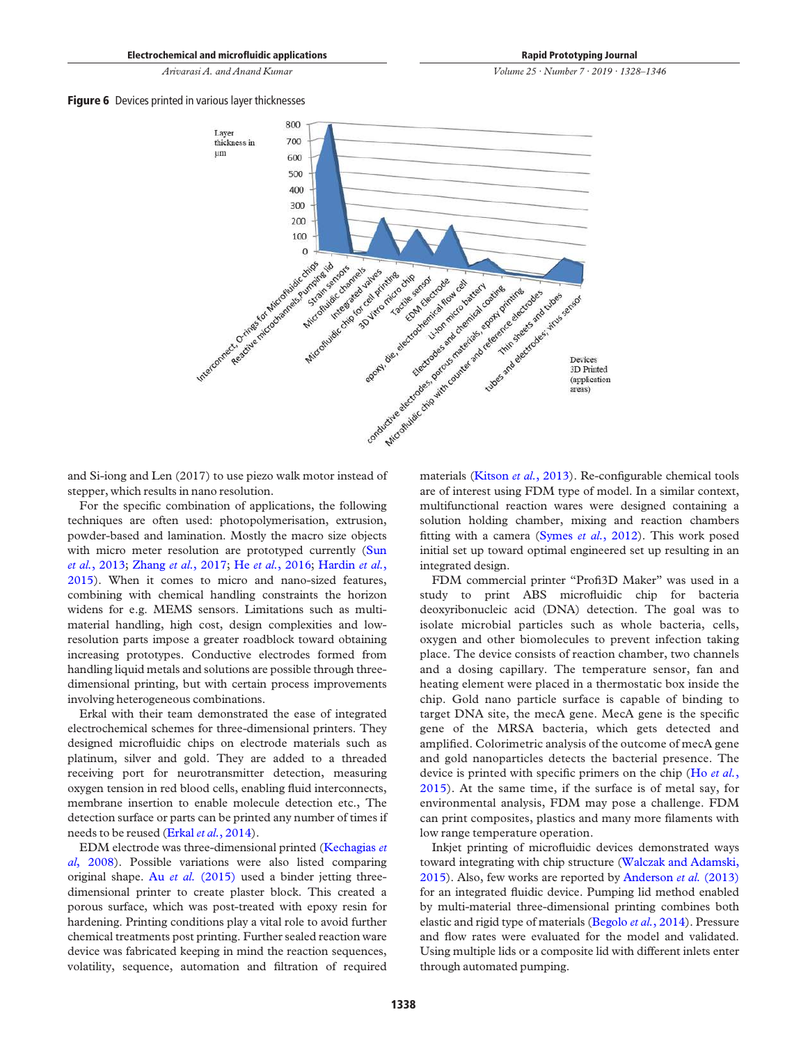**Figure 6** Devices printed in various layer thicknesses

and Si-iong and Len (2017) to use piezo walk motor instead of stepper, which results in nano resolution.

For the specific combination of applications, the following techniques are often used: photopolymerisation, extrusion, powder-based and lamination. Mostly the macro size objects with micro meter resolution are prototyped currently (Sun *et al.*, 2013; Zhang *et al.*, 2017; He *et al.*, 2016; Hardin *et al.*, 2015). When it comes to micro and nano-sized features, combining with chemical handling constraints the horizon widens for e.g. MEMS sensors. Limitations such as multi-material handling, high cost, design complexities and low-resolution parts impose a greater roadblock toward obtaining increasing prototypes. Conductive electrodes formed from handling liquid metals and solutions are possible through three-dimensional printing, but with certain process improvements involving heterogeneous combinations.

Erkal with their team demonstrated the ease of integrated electrochemical schemes for three-dimensional printers. They designed microfluidic chips on electrode materials such as platinum, silver and gold. They are added to a threaded receiving port for neurotransmitter detection, measuring oxygen tension in red blood cells, enabling fluid interconnects, membrane insertion to enable molecule detection etc., The detection surface or parts can be printed any number of times if needs to be reused (Erkal *et al.*, 2014).

EDM electrode was three-dimensional printed (Kechagias *et al*, 2008). Possible variations were also listed comparing original shape. Au *et al.* (2015) used a binder jetting three-dimensional printer to create plaster block. This created a porous surface, which was post-treated with epoxy resin for hardening. Printing conditions play a vital role to avoid further chemical treatments post printing. Further sealed reaction ware device was fabricated keeping in mind the reaction sequences, volatility, sequence, automation and filtration of required materials (Kitson *et al.*, 2013). Re-configurable chemical tools are of interest using FDM type of model. In a similar context, multifunctional reaction wares were designed containing a solution holding chamber, mixing and reaction chambers fitting with a camera (Symes *et al.*, 2012). This work posed initial set up toward optimal engineered set up resulting in an integrated design.

FDM commercial printer "Profi3D Maker" was used in a study to print ABS microfluidic chip for bacteria deoxyribonucleic acid (DNA) detection. The goal was to isolate microbial particles such as whole bacteria, cells, oxygen and other biomolecules to prevent infection taking place. The device consists of reaction chamber, two channels and a dosing capillary. The temperature sensor, fan and heating element were placed in a thermostatic box inside the chip. Gold nano particle surface is capable of binding to target DNA site, the mecA gene. MecA gene is the specific gene of the MRSA bacteria, which gets detected and amplified. Colorimetric analysis of the outcome of mecA gene and gold nanoparticles detects the bacterial presence. The device is printed with specific primers on the chip (Ho *et al.*, 2015). At the same time, if the surface is of metal say, for environmental analysis, FDM may pose a challenge. FDM can print composites, plastics and many more filaments with low range temperature operation.

Inkjet printing of microfluidic devices demonstrated ways toward integrating with chip structure (Walczak and Adamski, 2015). Also, few works are reported by Anderson *et al.* (2013) for an integrated fluidic device. Pumping lid method enabled by multi-material three-dimensional printing combines both elastic and rigid type of materials (Begolo *et al.*, 2014). Pressure and flow rates were evaluated for the model and validated. Using multiple lids or a composite lid with different inlets enter through automated pumping.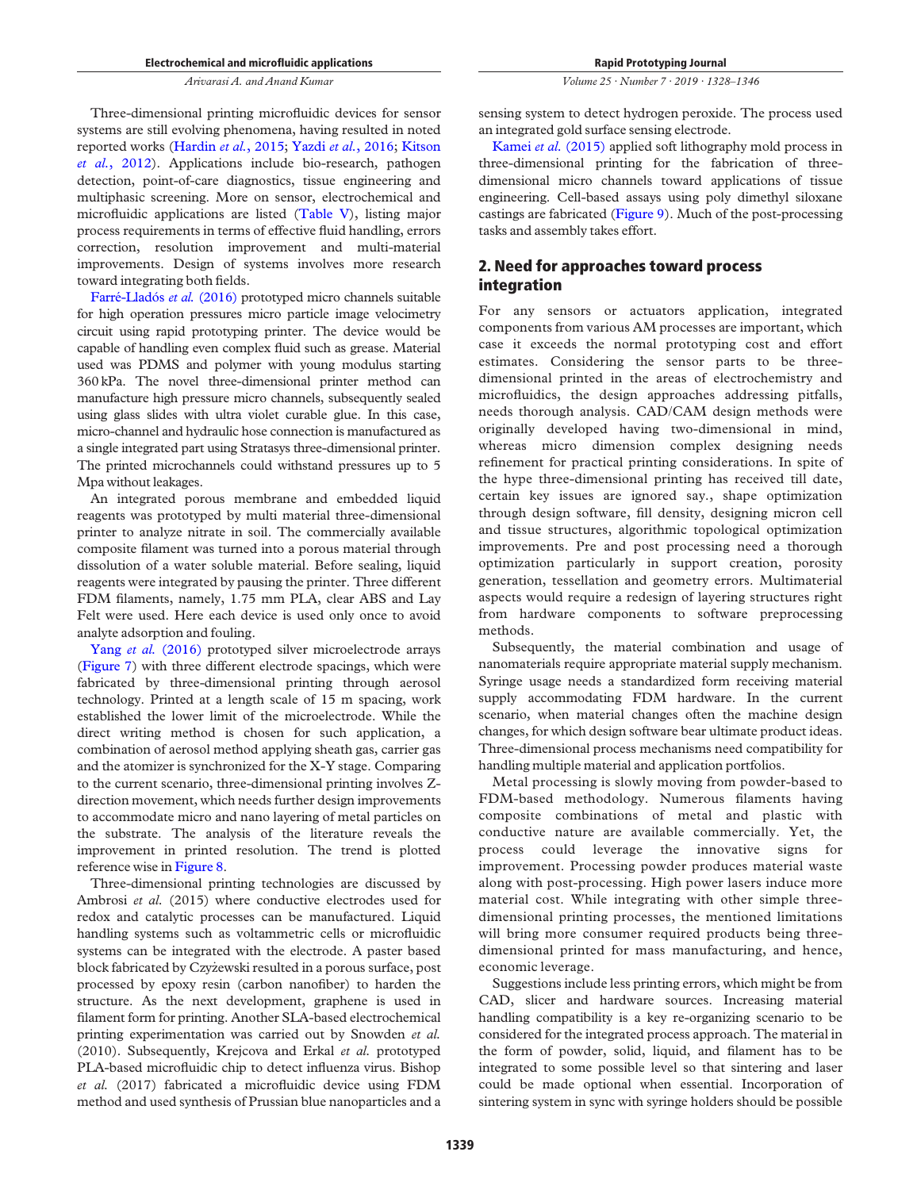Three-dimensional printing microfluidic devices for sensor systems are still evolving phenomena, having resulted in noted reported works (Hardin *et al.*, 2015; Yazdi *et al.*, 2016; Kitson *et al.*, 2012). Applications include bio-research, pathogen detection, point-of-care diagnostics, tissue engineering and multiphasic screening. More on sensor, electrochemical and microfluidic applications are listed (Table V), listing major process requirements in terms of effective fluid handling, errors correction, resolution improvement and multi-material improvements. Design of systems involves more research toward integrating both fields.

Farré-Lladós *et al.* (2016) prototyped micro channels suitable for high operation pressures micro particle image velocimetry circuit using rapid prototyping printer. The device would be capable of handling even complex fluid such as grease. Material used was PDMS and polymer with young modulus starting 360 kPa. The novel three-dimensional printer method can manufacture high pressure micro channels, subsequently sealed using glass slides with ultra violet curable glue. In this case, micro-channel and hydraulic hose connection is manufactured as a single integrated part using Stratasys three-dimensional printer. The printed microchannels could withstand pressures up to 5 Mpa without leakages.

An integrated porous membrane and embedded liquid reagents was prototyped by multi material three-dimensional printer to analyze nitrate in soil. The commercially available composite filament was turned into a porous material through dissolution of a water soluble material. Before sealing, liquid reagents were integrated by pausing the printer. Three different FDM filaments, namely, 1.75 mm PLA, clear ABS and Lay Felt were used. Here each device is used only once to avoid analyte adsorption and fouling.

Yang *et al.* (2016) prototyped silver microelectrode arrays (Figure 7) with three different electrode spacings, which were fabricated by three-dimensional printing through aerosol technology. Printed at a length scale of 15 m spacing, work established the lower limit of the microelectrode. While the direct writing method is chosen for such application, a combination of aerosol method applying sheath gas, carrier gas and the atomizer is synchronized for the X-Y stage. Comparing to the current scenario, three-dimensional printing involves Z-direction movement, which needs further design improvements to accommodate micro and nano layering of metal particles on the substrate. The analysis of the literature reveals the improvement in printed resolution. The trend is plotted reference wise in Figure 8.

Three-dimensional printing technologies are discussed by Ambrosi *et al.* (2015) where conductive electrodes used for redox and catalytic processes can be manufactured. Liquid handling systems such as voltammetric cells or microfluidic systems can be integrated with the electrode. A paster based block fabricated by Czyżewski resulted in a porous surface, post processed by epoxy resin (carbon nanofiber) to harden the structure. As the next development, graphene is used in filament form for printing. Another SLA-based electrochemical printing experimentation was carried out by Snowden *et al.* (2010). Subsequently, Krejcova and Erkal *et al.* prototyped PLA-based microfluidic chip to detect influenza virus. Bishop *et al.* (2017) fabricated a microfluidic device using FDM method and used synthesis of Prussian blue nanoparticles and a sensing system to detect hydrogen peroxide. The process used an integrated gold surface sensing electrode.

Kamei *et al.* (2015) applied soft lithography mold process in three-dimensional printing for the fabrication of three-dimensional micro channels toward applications of tissue engineering. Cell-based assays using poly dimethyl siloxane castings are fabricated (Figure 9). Much of the post-processing tasks and assembly takes effort.

## 2. Need for approaches toward process integration

For any sensors or actuators application, integrated components from various AM processes are important, which case it exceeds the normal prototyping cost and effort estimates. Considering the sensor parts to be three-dimensional printed in the areas of electrochemistry and microfluidics, the design approaches addressing pitfalls, needs thorough analysis. CAD/CAM design methods were originally developed having two-dimensional in mind, whereas micro dimension complex designing needs refinement for practical printing considerations. In spite of the hype three-dimensional printing has received till date, certain key issues are ignored say., shape optimization through design software, fill density, designing micron cell and tissue structures, algorithmic topological optimization improvements. Pre and post processing need a thorough optimization particularly in support creation, porosity generation, tessellation and geometry errors. Multimaterial aspects would require a redesign of layering structures right from hardware components to software preprocessing methods.

Subsequently, the material combination and usage of nanomaterials require appropriate material supply mechanism. Syringe usage needs a standardized form receiving material supply accommodating FDM hardware. In the current scenario, when material changes often the machine design changes, for which design software bear ultimate product ideas. Three-dimensional process mechanisms need compatibility for handling multiple material and application portfolios.

Metal processing is slowly moving from powder-based to FDM-based methodology. Numerous filaments having composite combinations of metal and plastic with conductive nature are available commercially. Yet, the process could leverage the innovative signs for improvement. Processing powder produces material waste along with post-processing. High power lasers induce more material cost. While integrating with other simple three-dimensional printing processes, the mentioned limitations will bring more consumer required products being three-dimensional printed for mass manufacturing, and hence, economic leverage.

Suggestions include less printing errors, which might be from CAD, slicer and hardware sources. Increasing material handling compatibility is a key re-organizing scenario to be considered for the integrated process approach. The material in the form of powder, solid, liquid, and filament has to be integrated to some possible level so that sintering and laser could be made optional when essential. Incorporation of sintering system in sync with syringe holders should be possible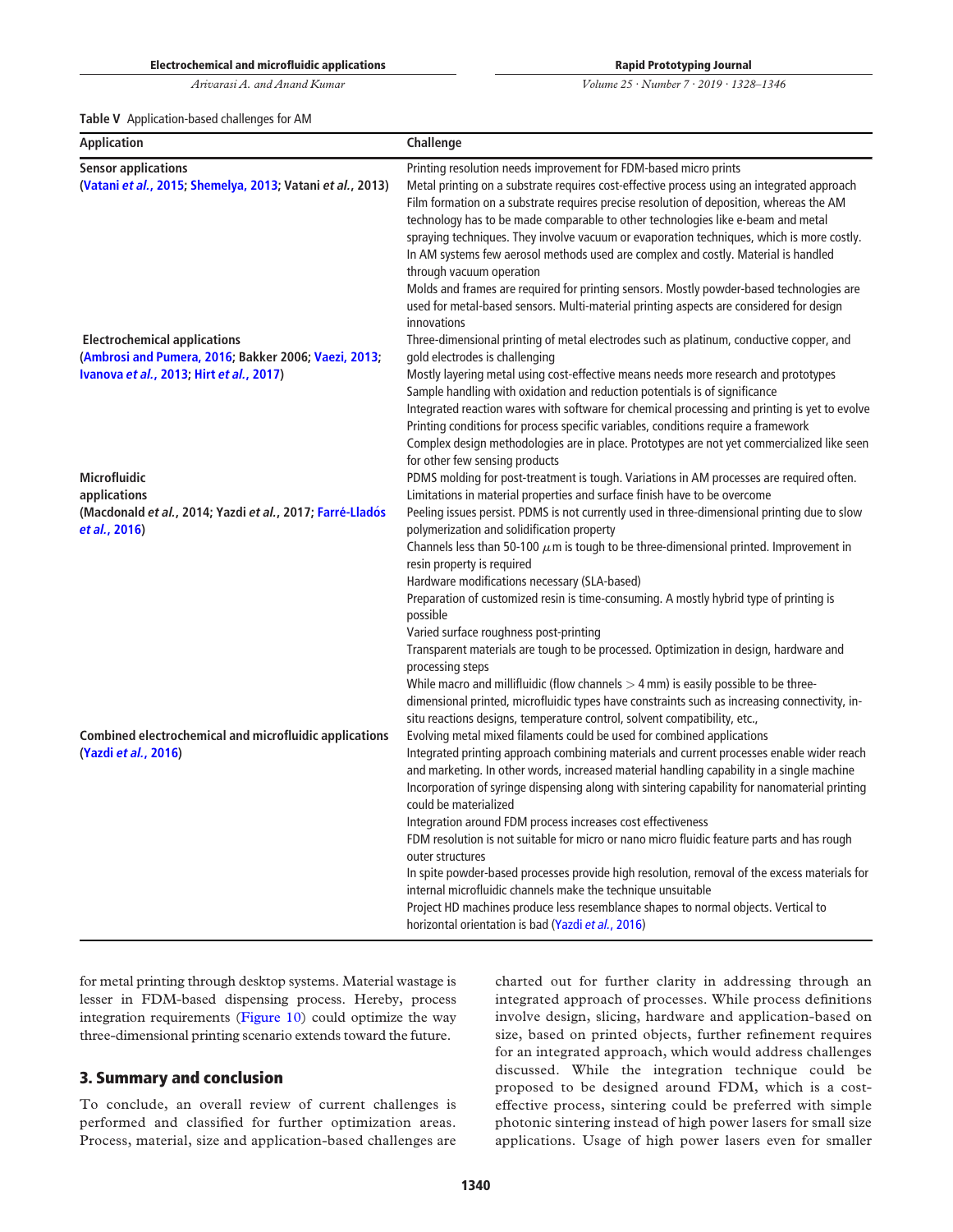Table V Application-based challenges for AM

| Application | Challenge |
|---|---|
| Sensor applications (Vatani *et al.*, 2015; Shemelya, 2013; Vatani *et al.*, 2013) | Printing resolution needs improvement for FDM-based micro prints<br>Metal printing on a substrate requires cost-effective process using an integrated approach<br>Film formation on a substrate requires precise resolution of deposition, whereas the AM technology has to be made comparable to other technologies like e-beam and metal spraying techniques. They involve vacuum or evaporation techniques, which is more costly.<br>In AM systems few aerosol methods used are complex and costly. Material is handled through vacuum operation<br>Molds and frames are required for printing sensors. Mostly powder-based technologies are used for metal-based sensors. Multi-material printing aspects are considered for design innovations |
| Electrochemical applications (Ambrosi and Pumera, 2016; Bakker 2006; Vaezi, 2013; Ivanova *et al.*, 2013; Hirt *et al.*, 2017) | Three-dimensional printing of metal electrodes such as platinum, conductive copper, and gold electrodes is challenging<br>Mostly layering metal using cost-effective means needs more research and prototypes<br>Sample handling with oxidation and reduction potentials is of significance<br>Integrated reaction wares with software for chemical processing and printing is yet to evolve<br>Printing conditions for process specific variables, conditions require a framework<br>Complex design methodologies are in place. Prototypes are not yet commercialized like seen for other few sensing products |
| Microfluidic applications (Macdonald *et al.*, 2014; Yazdi *et al.*, 2017; Farré-Lladós *et al.*, 2016) | PDMS molding for post-treatment is tough. Variations in AM processes are required often.<br>Limitations in material properties and surface finish have to be overcome<br>Peeling issues persist. PDMS is not currently used in three-dimensional printing due to slow polymerization and solidification property<br>Channels less than 50-100 $\mu$m is tough to be three-dimensional printed. Improvement in resin property is required<br>Hardware modifications necessary (SLA-based)<br>Preparation of customized resin is time-consuming. A mostly hybrid type of printing is possible<br>Varied surface roughness post-printing<br>Transparent materials are tough to be processed. Optimization in design, hardware and processing steps<br>While macro and millifluidic (flow channels > 4 mm) is easily possible to be three-dimensional printed, microfluidic types have constraints such as increasing connectivity, in-situ reactions designs, temperature control, solvent compatibility, etc., |
| Combined electrochemical and microfluidic applications (Yazdi *et al.*, 2016) | Evolving metal mixed filaments could be used for combined applications<br>Integrated printing approach combining materials and current processes enable wider reach and marketing. In other words, increased material handling capability in a single machine<br>Incorporation of syringe dispensing along with sintering capability for nanomaterial printing could be materialized<br>Integration around FDM process increases cost effectiveness<br>FDM resolution is not suitable for micro or nano micro fluidic feature parts and has rough outer structures<br>In spite powder-based processes provide high resolution, removal of the excess materials for internal microfluidic channels make the technique unsuitable<br>Project HD machines produce less resemblance shapes to normal objects. Vertical to horizontal orientation is bad (Yazdi *et al.*, 2016) |

for metal printing through desktop systems. Material wastage is lesser in FDM-based dispensing process. Hereby, process integration requirements (Figure 10) could optimize the way three-dimensional printing scenario extends toward the future.

## 3. Summary and conclusion

To conclude, an overall review of current challenges is performed and classified for further optimization areas. Process, material, size and application-based challenges are charted out for further clarity in addressing through an integrated approach of processes. While process definitions involve design, slicing, hardware and application-based on size, based on printed objects, further refinement requires for an integrated approach, which would address challenges discussed. While the integration technique could be proposed to be designed around FDM, which is a cost-effective process, sintering could be preferred with simple photonic sintering instead of high power lasers for small size applications. Usage of high power lasers even for smaller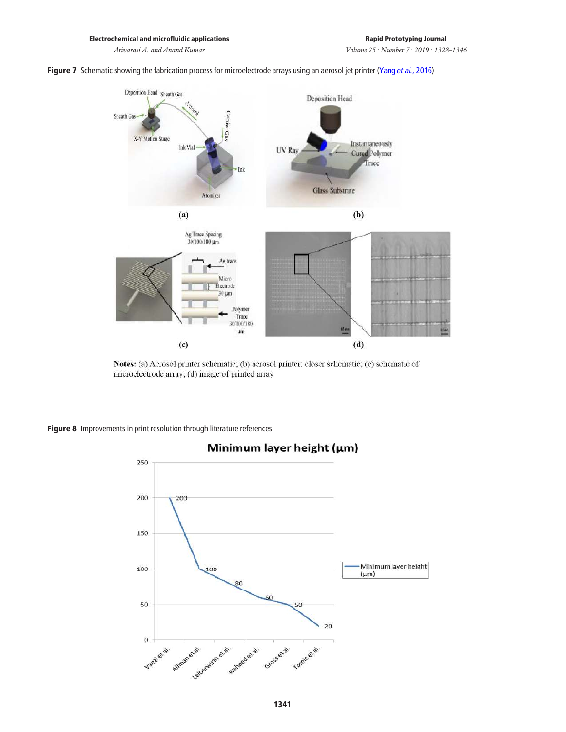**Figure 7** Schematic showing the fabrication process for microelectrode arrays using an aerosol jet printer (Yang *et al.*, 2016)

**Notes:** (a) Aerosol printer schematic; (b) aerosol printer: closer schematic; (c) schematic of microelectrode array; (d) image of printed array

**Figure 8** Improvements in print resolution through literature references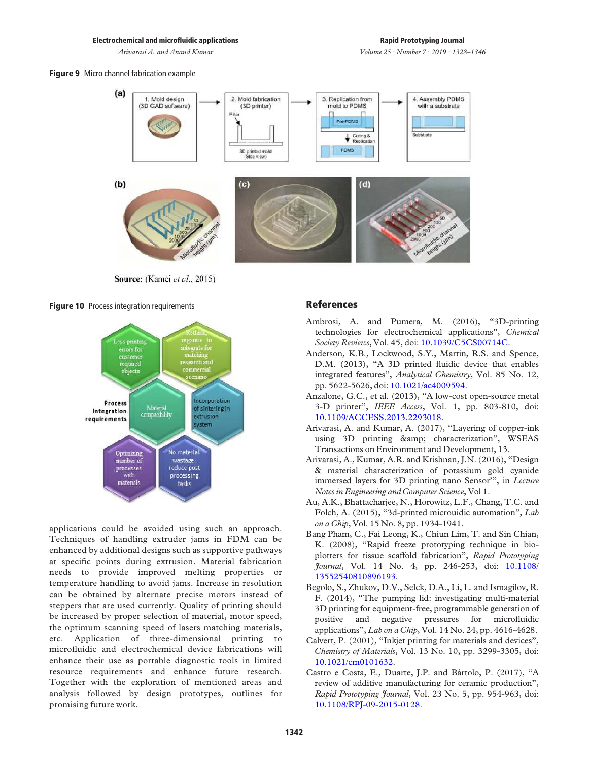**Figure 9** Micro channel fabrication example

**Source:** (Kamei *et al.*, 2015)

**Figure 10** Process integration requirements

applications could be avoided using such an approach. Techniques of handling extruder jams in FDM can be enhanced by additional designs such as supportive pathways at specific points during extrusion. Material fabrication needs to provide improved melting properties or temperature handling to avoid jams. Increase in resolution can be obtained by alternate precise motors instead of steppers that are used currently. Quality of printing should be increased by proper selection of material, motor speed, the optimum scanning speed of lasers matching materials, etc. Application of three-dimensional printing to microfluidic and electrochemical device fabrications will enhance their use as portable diagnostic tools in limited resource requirements and enhance future research. Together with the exploration of mentioned areas and analysis followed by design prototypes, outlines for promising future work.

## References

Ambrosi, A. and Pumera, M. (2016), "3D-printing technologies for electrochemical applications", *Chemical Society Reviews*, Vol. 45, doi: 10.1039/C5CS00714C.

Anderson, K.B., Lockwood, S.Y., Martin, R.S. and Spence, D.M. (2013), "A 3D printed fluidic device that enables integrated features", *Analytical Chemistry*, Vol. 85 No. 12, pp. 5622-5626, doi: 10.1021/ac4009594.

Anzalone, G.C., et al. (2013), "A low-cost open-source metal 3-D printer", *IEEE Access*, Vol. 1, pp. 803-810, doi: 10.1109/ACCESS.2013.2293018.

Arivarasi, A. and Kumar, A. (2017), "Layering of copper-ink using 3D printing &amp; characterization", WSEAS Transactions on Environment and Development, 13.

Arivarasi, A., Kumar, A.R. and Krishnan, J.N. (2016), "Design & material characterization of potassium gold cyanide immersed layers for 3D printing nano Sensor'", in *Lecture Notes in Engineering and Computer Science*, Vol 1.

Au, A.K., Bhattacharjee, N., Horowitz, L.F., Chang, T.C. and Folch, A. (2015), "3d-printed microuidic automation", *Lab on a Chip*, Vol. 15 No. 8, pp. 1934-1941.

Bang Pham, C., Fai Leong, K., Chiun Lim, T. and Sin Chian, K. (2008), "Rapid freeze prototyping technique in bio-plotters for tissue scaffold fabrication", *Rapid Prototyping Journal*, Vol. 14 No. 4, pp. 246-253, doi: 10.1108/13552540810896193.

Begolo, S., Zhukov, D.V., Selck, D.A., Li, L. and Ismagilov, R. F. (2014), "The pumping lid: investigating multi-material 3D printing for equipment-free, programmable generation of positive and negative pressures for microfluidic applications", *Lab on a Chip*, Vol. 14 No. 24, pp. 4616-4628.

Calvert, P. (2001), "Inkjet printing for materials and devices", *Chemistry of Materials*, Vol. 13 No. 10, pp. 3299-3305, doi: 10.1021/cm0101632.

Castro e Costa, E., Duarte, J.P. and Bártolo, P. (2017), "A review of additive manufacturing for ceramic production", *Rapid Prototyping Journal*, Vol. 23 No. 5, pp. 954-963, doi: 10.1108/RPJ-09-2015-0128.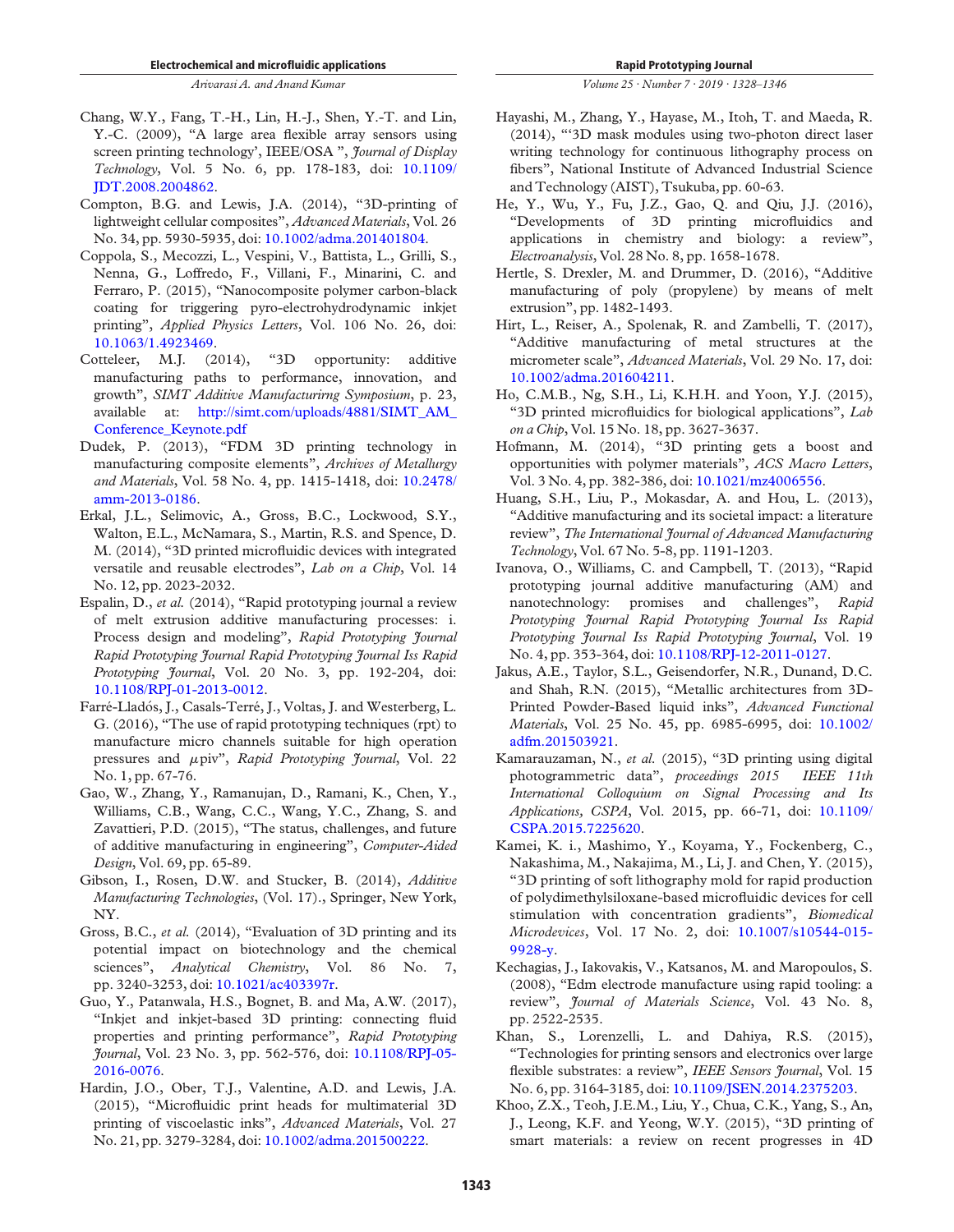Chang, W.Y., Fang, T.-H., Lin, H.-J., Shen, Y.-T. and Lin, Y.-C. (2009), "A large area flexible array sensors using screen printing technology', IEEE/OSA ", *Journal of Display Technology*, Vol. 5 No. 6, pp. 178-183, doi: 10.1109/JDT.2008.2004862.

Compton, B.G. and Lewis, J.A. (2014), "3D-printing of lightweight cellular composites", *Advanced Materials*, Vol. 26 No. 34, pp. 5930-5935, doi: 10.1002/adma.201401804.

Coppola, S., Mecozzi, L., Vespini, V., Battista, L., Grilli, S., Nenna, G., Loffredo, F., Villani, F., Minarini, C. and Ferraro, P. (2015), "Nanocomposite polymer carbon-black coating for triggering pyro-electrohydrodynamic inkjet printing", *Applied Physics Letters*, Vol. 106 No. 26, doi: 10.1063/1.4923469.

Cotteleer, M.J. (2014), "3D opportunity: additive manufacturing paths to performance, innovation, and growth", *SIMT Additive Manufacturirng Symposium*, p. 23, available at: http://simt.com/uploads/4881/SIMT_AM_Conference_Keynote.pdf

Dudek, P. (2013), "FDM 3D printing technology in manufacturing composite elements", *Archives of Metallurgy and Materials*, Vol. 58 No. 4, pp. 1415-1418, doi: 10.2478/amm-2013-0186.

Erkal, J.L., Selimovic, A., Gross, B.C., Lockwood, S.Y., Walton, E.L., McNamara, S., Martin, R.S. and Spence, D. M. (2014), "3D printed microfluidic devices with integrated versatile and reusable electrodes", *Lab on a Chip*, Vol. 14 No. 12, pp. 2023-2032.

Espalin, D., *et al.* (2014), "Rapid prototyping journal a review of melt extrusion additive manufacturing processes: i. Process design and modeling", *Rapid Prototyping Journal Rapid Prototyping Journal Rapid Prototyping Journal Iss Rapid Prototyping Journal*, Vol. 20 No. 3, pp. 192-204, doi: 10.1108/RPJ-01-2013-0012.

Farré-Lladós, J., Casals-Terré, J., Voltas, J. and Westerberg, L. G. (2016), "The use of rapid prototyping techniques (rpt) to manufacture micro channels suitable for high operation pressures and $\mu$piv", *Rapid Prototyping Journal*, Vol. 22 No. 1, pp. 67-76.

Gao, W., Zhang, Y., Ramanujan, D., Ramani, K., Chen, Y., Williams, C.B., Wang, C.C., Wang, Y.C., Zhang, S. and Zavattieri, P.D. (2015), "The status, challenges, and future of additive manufacturing in engineering", *Computer-Aided Design*, Vol. 69, pp. 65-89.

Gibson, I., Rosen, D.W. and Stucker, B. (2014), *Additive Manufacturing Technologies*, (Vol. 17)., Springer, New York, NY.

Gross, B.C., *et al.* (2014), "Evaluation of 3D printing and its potential impact on biotechnology and the chemical sciences", *Analytical Chemistry*, Vol. 86 No. 7, pp. 3240-3253, doi: 10.1021/ac403397r.

Guo, Y., Patanwala, H.S., Bognet, B. and Ma, A.W. (2017), "Inkjet and inkjet-based 3D printing: connecting fluid properties and printing performance", *Rapid Prototyping Journal*, Vol. 23 No. 3, pp. 562-576, doi: 10.1108/RPJ-05-2016-0076.

Hardin, J.O., Ober, T.J., Valentine, A.D. and Lewis, J.A. (2015), "Microfluidic print heads for multimaterial 3D printing of viscoelastic inks", *Advanced Materials*, Vol. 27 No. 21, pp. 3279-3284, doi: 10.1002/adma.201500222.

Hayashi, M., Zhang, Y., Hayase, M., Itoh, T. and Maeda, R. (2014), "'3D mask modules using two-photon direct laser writing technology for continuous lithography process on fibers", National Institute of Advanced Industrial Science and Technology (AIST), Tsukuba, pp. 60-63.

He, Y., Wu, Y., Fu, J.Z., Gao, Q. and Qiu, J.J. (2016), "Developments of 3D printing microfluidics and applications in chemistry and biology: a review", *Electroanalysis*, Vol. 28 No. 8, pp. 1658-1678.

Hertle, S. Drexler, M. and Drummer, D. (2016), "Additive manufacturing of poly (propylene) by means of melt extrusion", pp. 1482-1493.

Hirt, L., Reiser, A., Spolenak, R. and Zambelli, T. (2017), "Additive manufacturing of metal structures at the micrometer scale", *Advanced Materials*, Vol. 29 No. 17, doi: 10.1002/adma.201604211.

Ho, C.M.B., Ng, S.H., Li, K.H.H. and Yoon, Y.J. (2015), "3D printed microfluidics for biological applications", *Lab on a Chip*, Vol. 15 No. 18, pp. 3627-3637.

Hofmann, M. (2014), "3D printing gets a boost and opportunities with polymer materials", *ACS Macro Letters*, Vol. 3 No. 4, pp. 382-386, doi: 10.1021/mz4006556.

Huang, S.H., Liu, P., Mokasdar, A. and Hou, L. (2013), "Additive manufacturing and its societal impact: a literature review", *The International Journal of Advanced Manufacturing Technology*, Vol. 67 No. 5-8, pp. 1191-1203.

Ivanova, O., Williams, C. and Campbell, T. (2013), "Rapid prototyping journal additive manufacturing (AM) and nanotechnology: promises and challenges", *Rapid Prototyping Journal Rapid Prototyping Journal Iss Rapid Prototyping Journal Iss Rapid Prototyping Journal*, Vol. 19 No. 4, pp. 353-364, doi: 10.1108/RPJ-12-2011-0127.

Jakus, A.E., Taylor, S.L., Geisendorfer, N.R., Dunand, D.C. and Shah, R.N. (2015), "Metallic architectures from 3D-Printed Powder-Based liquid inks", *Advanced Functional Materials*, Vol. 25 No. 45, pp. 6985-6995, doi: 10.1002/adfm.201503921.

Kamarauzaman, N., *et al.* (2015), "3D printing using digital photogrammetric data", *proceedings 2015 IEEE 11th International Colloquium on Signal Processing and Its Applications, CSPA*, Vol. 2015, pp. 66-71, doi: 10.1109/CSPA.2015.7225620.

Kamei, K. i., Mashimo, Y., Koyama, Y., Fockenberg, C., Nakashima, M., Nakajima, M., Li, J. and Chen, Y. (2015), "3D printing of soft lithography mold for rapid production of polydimethylsiloxane-based microfluidic devices for cell stimulation with concentration gradients", *Biomedical Microdevices*, Vol. 17 No. 2, doi: 10.1007/s10544-015-9928-y.

Kechagias, J., Iakovakis, V., Katsanos, M. and Maropoulos, S. (2008), "Edm electrode manufacture using rapid tooling: a review", *Journal of Materials Science*, Vol. 43 No. 8, pp. 2522-2535.

Khan, S., Lorenzelli, L. and Dahiya, R.S. (2015), "Technologies for printing sensors and electronics over large flexible substrates: a review", *IEEE Sensors Journal*, Vol. 15 No. 6, pp. 3164-3185, doi: 10.1109/JSEN.2014.2375203.

Khoo, Z.X., Teoh, J.E.M., Liu, Y., Chua, C.K., Yang, S., An, J., Leong, K.F. and Yeong, W.Y. (2015), "3D printing of smart materials: a review on recent progresses in 4D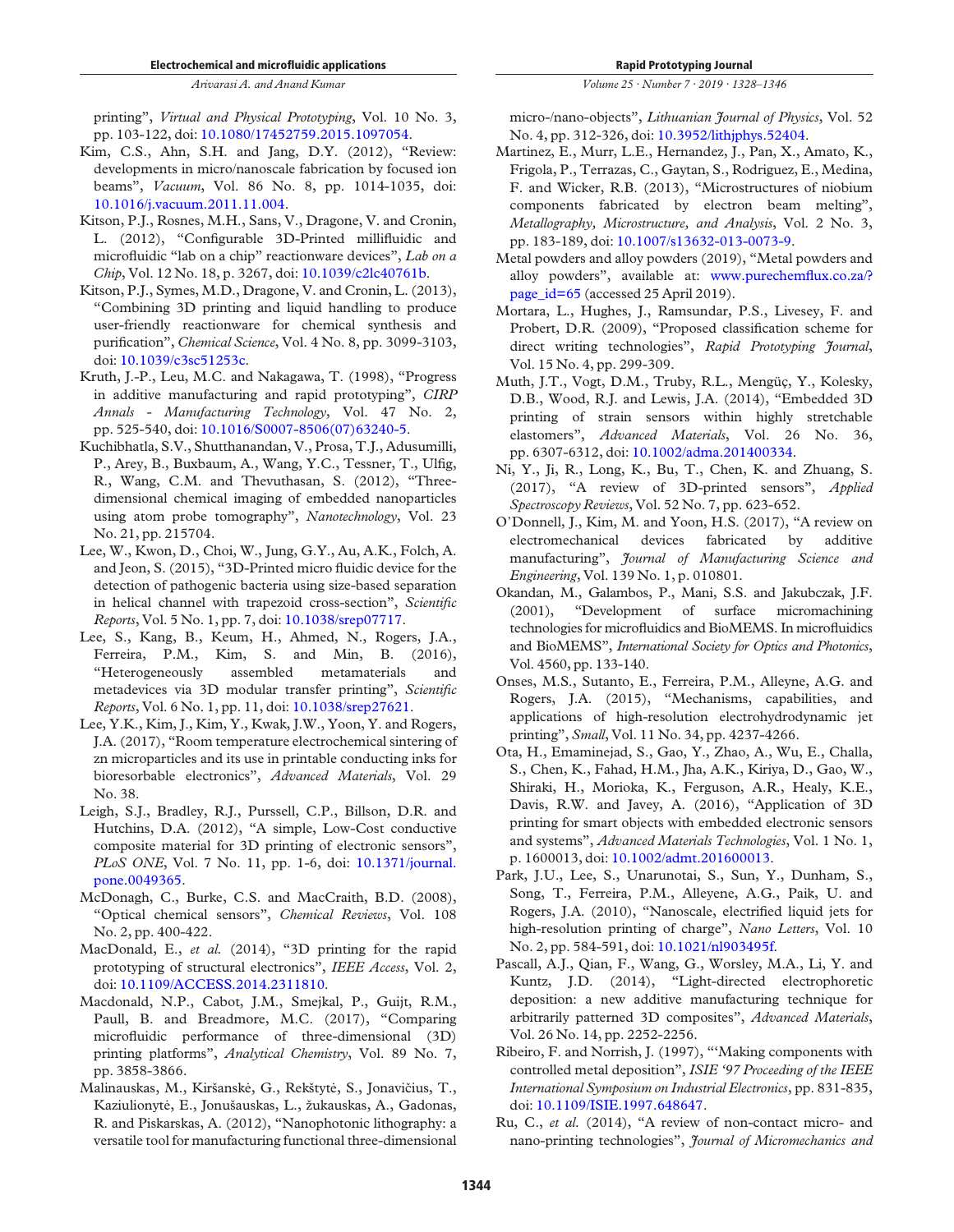printing", *Virtual and Physical Prototyping*, Vol. 10 No. 3, pp. 103-122, doi: 10.1080/17452759.2015.1097054.

Kim, C.S., Ahn, S.H. and Jang, D.Y. (2012), "Review: developments in micro/nanoscale fabrication by focused ion beams", *Vacuum*, Vol. 86 No. 8, pp. 1014-1035, doi: 10.1016/j.vacuum.2011.11.004.

Kitson, P.J., Rosnes, M.H., Sans, V., Dragone, V. and Cronin, L. (2012), "Configurable 3D-Printed millifluidic and microfluidic "lab on a chip" reactionware devices", *Lab on a Chip*, Vol. 12 No. 18, p. 3267, doi: 10.1039/c2lc40761b.

Kitson, P.J., Symes, M.D., Dragone, V. and Cronin, L. (2013), "Combining 3D printing and liquid handling to produce user-friendly reactionware for chemical synthesis and purification", *Chemical Science*, Vol. 4 No. 8, pp. 3099-3103, doi: 10.1039/c3sc51253c.

Kruth, J.-P., Leu, M.C. and Nakagawa, T. (1998), "Progress in additive manufacturing and rapid prototyping", *CIRP Annals - Manufacturing Technology*, Vol. 47 No. 2, pp. 525-540, doi: 10.1016/S0007-8506(07)63240-5.

Kuchibhatla, S.V., Shutthanandan, V., Prosa, T.J., Adusumilli, P., Arey, B., Buxbaum, A., Wang, Y.C., Tessner, T., Ulfig, R., Wang, C.M. and Thevuthasan, S. (2012), "Three-dimensional chemical imaging of embedded nanoparticles using atom probe tomography", *Nanotechnology*, Vol. 23 No. 21, pp. 215704.

Lee, W., Kwon, D., Choi, W., Jung, G.Y., Au, A.K., Folch, A. and Jeon, S. (2015), "3D-Printed micro fluidic device for the detection of pathogenic bacteria using size-based separation in helical channel with trapezoid cross-section", *Scientific Reports*, Vol. 5 No. 1, pp. 7, doi: 10.1038/srep07717.

Lee, S., Kang, B., Keum, H., Ahmed, N., Rogers, J.A., Ferreira, P.M., Kim, S. and Min, B. (2016), "Heterogeneously assembled metamaterials and metadevices via 3D modular transfer printing", *Scientific Reports*, Vol. 6 No. 1, pp. 11, doi: 10.1038/srep27621.

Lee, Y.K., Kim, J., Kim, Y., Kwak, J.W., Yoon, Y. and Rogers, J.A. (2017), "Room temperature electrochemical sintering of zn microparticles and its use in printable conducting inks for bioresorbable electronics", *Advanced Materials*, Vol. 29 No. 38.

Leigh, S.J., Bradley, R.J., Purssell, C.P., Billson, D.R. and Hutchins, D.A. (2012), "A simple, Low-Cost conductive composite material for 3D printing of electronic sensors", *PLoS ONE*, Vol. 7 No. 11, pp. 1-6, doi: 10.1371/journal.pone.0049365.

McDonagh, C., Burke, C.S. and MacCraith, B.D. (2008), "Optical chemical sensors", *Chemical Reviews*, Vol. 108 No. 2, pp. 400-422.

MacDonald, E., *et al.* (2014), "3D printing for the rapid prototyping of structural electronics", *IEEE Access*, Vol. 2, doi: 10.1109/ACCESS.2014.2311810.

Macdonald, N.P., Cabot, J.M., Smejkal, P., Guijt, R.M., Paull, B. and Breadmore, M.C. (2017), "Comparing microfluidic performance of three-dimensional (3D) printing platforms", *Analytical Chemistry*, Vol. 89 No. 7, pp. 3858-3866.

Malinauskas, M., Kiršanskė, G., Rekštytė, S., Jonavičius, T., Kaziulionytė, E., Jonušauskas, L., žukauskas, A., Gadonas, R. and Piskarskas, A. (2012), "Nanophotonic lithography: a versatile tool for manufacturing functional three-dimensional micro-/nano-objects", *Lithuanian Journal of Physics*, Vol. 52 No. 4, pp. 312-326, doi: 10.3952/lithjphys.52404.

Martinez, E., Murr, L.E., Hernandez, J., Pan, X., Amato, K., Frigola, P., Terrazas, C., Gaytan, S., Rodriguez, E., Medina, F. and Wicker, R.B. (2013), "Microstructures of niobium components fabricated by electron beam melting", *Metallography, Microstructure, and Analysis*, Vol. 2 No. 3, pp. 183-189, doi: 10.1007/s13632-013-0073-9.

Metal powders and alloy powders (2019), "Metal powders and alloy powders", available at: www.purechemflux.co.za/?page_id=65 (accessed 25 April 2019).

Mortara, L., Hughes, J., Ramsundar, P.S., Livesey, F. and Probert, D.R. (2009), "Proposed classification scheme for direct writing technologies", *Rapid Prototyping Journal*, Vol. 15 No. 4, pp. 299-309.

Muth, J.T., Vogt, D.M., Truby, R.L., Mengüç, Y., Kolesky, D.B., Wood, R.J. and Lewis, J.A. (2014), "Embedded 3D printing of strain sensors within highly stretchable elastomers", *Advanced Materials*, Vol. 26 No. 36, pp. 6307-6312, doi: 10.1002/adma.201400334.

Ni, Y., Ji, R., Long, K., Bu, T., Chen, K. and Zhuang, S. (2017), "A review of 3D-printed sensors", *Applied Spectroscopy Reviews*, Vol. 52 No. 7, pp. 623-652.

O'Donnell, J., Kim, M. and Yoon, H.S. (2017), "A review on electromechanical devices fabricated by additive manufacturing", *Journal of Manufacturing Science and Engineering*, Vol. 139 No. 1, p. 010801.

Okandan, M., Galambos, P., Mani, S.S. and Jakubczak, J.F. (2001), "Development of surface micromachining technologies for microfluidics and BioMEMS. In microfluidics and BioMEMS", *International Society for Optics and Photonics*, Vol. 4560, pp. 133-140.

Onses, M.S., Sutanto, E., Ferreira, P.M., Alleyne, A.G. and Rogers, J.A. (2015), "Mechanisms, capabilities, and applications of high-resolution electrohydrodynamic jet printing", *Small*, Vol. 11 No. 34, pp. 4237-4266.

Ota, H., Emaminejad, S., Gao, Y., Zhao, A., Wu, E., Challa, S., Chen, K., Fahad, H.M., Jha, A.K., Kiriya, D., Gao, W., Shiraki, H., Morioka, K., Ferguson, A.R., Healy, K.E., Davis, R.W. and Javey, A. (2016), "Application of 3D printing for smart objects with embedded electronic sensors and systems", *Advanced Materials Technologies*, Vol. 1 No. 1, p. 1600013, doi: 10.1002/admt.201600013.

Park, J.U., Lee, S., Unarunotai, S., Sun, Y., Dunham, S., Song, T., Ferreira, P.M., Alleyene, A.G., Paik, U. and Rogers, J.A. (2010), "Nanoscale, electrified liquid jets for high-resolution printing of charge", *Nano Letters*, Vol. 10 No. 2, pp. 584-591, doi: 10.1021/nl903495f.

Pascall, A.J., Qian, F., Wang, G., Worsley, M.A., Li, Y. and Kuntz, J.D. (2014), "Light-directed electrophoretic deposition: a new additive manufacturing technique for arbitrarily patterned 3D composites", *Advanced Materials*, Vol. 26 No. 14, pp. 2252-2256.

Ribeiro, F. and Norrish, J. (1997), "'Making components with controlled metal deposition", *ISIE '97 Proceeding of the IEEE International Symposium on Industrial Electronics*, pp. 831-835, doi: 10.1109/ISIE.1997.648647.

Ru, C., *et al.* (2014), "A review of non-contact micro- and nano-printing technologies", *Journal of Micromechanics and*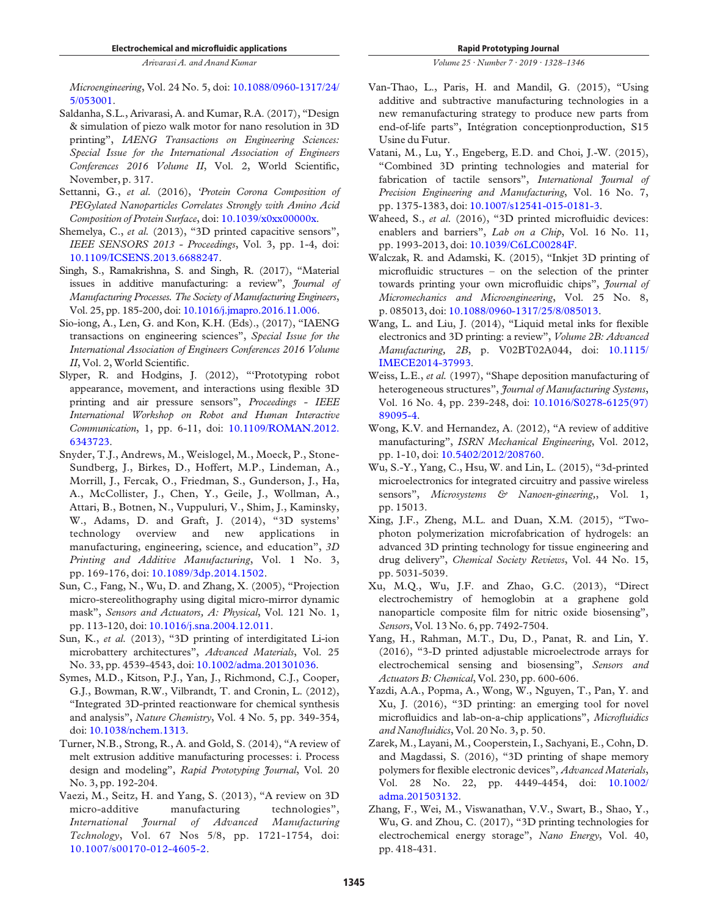*Microengineering*, Vol. 24 No. 5, doi: 10.1088/0960-1317/24/5/053001.

Saldanha, S.L., Arivarasi, A. and Kumar, R.A. (2017), "Design & simulation of piezo walk motor for nano resolution in 3D printing", *IAENG Transactions on Engineering Sciences: Special Issue for the International Association of Engineers Conferences 2016 Volume II*, Vol. 2, World Scientific, November, p. 317.

Settanni, G., *et al.* (2016), '*Protein Corona Composition of PEGylated Nanoparticles Correlates Strongly with Amino Acid Composition of Protein Surface*, doi: 10.1039/x0xx00000x.

Shemelya, C., *et al.* (2013), "3D printed capacitive sensors", *IEEE SENSORS 2013 - Proceedings*, Vol. 3, pp. 1-4, doi: 10.1109/ICSENS.2013.6688247.

Singh, S., Ramakrishna, S. and Singh, R. (2017), "Material issues in additive manufacturing: a review", *Journal of Manufacturing Processes. The Society of Manufacturing Engineers*, Vol. 25, pp. 185-200, doi: 10.1016/j.jmapro.2016.11.006.

Sio-iong, A., Len, G. and Kon, K.H. (Eds)., (2017), "IAENG transactions on engineering sciences", *Special Issue for the International Association of Engineers Conferences 2016 Volume II*, Vol. 2, World Scientific.

Slyper, R. and Hodgins, J. (2012), "'Prototyping robot appearance, movement, and interactions using flexible 3D printing and air pressure sensors", *Proceedings - IEEE International Workshop on Robot and Human Interactive Communication*, 1, pp. 6-11, doi: 10.1109/ROMAN.2012.6343723.

Snyder, T.J., Andrews, M., Weislogel, M., Moeck, P., Stone-Sundberg, J., Birkes, D., Hoffert, M.P., Lindeman, A., Morrill, J., Fercak, O., Friedman, S., Gunderson, J., Ha, A., McCollister, J., Chen, Y., Geile, J., Wollman, A., Attari, B., Botnen, N., Vuppuluri, V., Shim, J., Kaminsky, W., Adams, D. and Graft, J. (2014), "3D systems' technology overview and new applications in manufacturing, engineering, science, and education", *3D Printing and Additive Manufacturing*, Vol. 1 No. 3, pp. 169-176, doi: 10.1089/3dp.2014.1502.

Sun, C., Fang, N., Wu, D. and Zhang, X. (2005), "Projection micro-stereolithography using digital micro-mirror dynamic mask", *Sensors and Actuators, A: Physical*, Vol. 121 No. 1, pp. 113-120, doi: 10.1016/j.sna.2004.12.011.

Sun, K., *et al.* (2013), "3D printing of interdigitated Li-ion microbattery architectures", *Advanced Materials*, Vol. 25 No. 33, pp. 4539-4543, doi: 10.1002/adma.201301036.

Symes, M.D., Kitson, P.J., Yan, J., Richmond, C.J., Cooper, G.J., Bowman, R.W., Vilbrandt, T. and Cronin, L. (2012), "Integrated 3D-printed reactionware for chemical synthesis and analysis", *Nature Chemistry*, Vol. 4 No. 5, pp. 349-354, doi: 10.1038/nchem.1313.

Turner, N.B., Strong, R., A. and Gold, S. (2014), "A review of melt extrusion additive manufacturing processes: i. Process design and modeling", *Rapid Prototyping Journal*, Vol. 20 No. 3, pp. 192-204.

Vaezi, M., Seitz, H. and Yang, S. (2013), "A review on 3D micro-additive manufacturing technologies", *International Journal of Advanced Manufacturing Technology*, Vol. 67 Nos 5/8, pp. 1721-1754, doi: 10.1007/s00170-012-4605-2.

Van-Thao, L., Paris, H. and Mandil, G. (2015), "Using additive and subtractive manufacturing technologies in a new remanufacturing strategy to produce new parts from end-of-life parts", Intégration conceptionproduction, S15 Usine du Futur.

Vatani, M., Lu, Y., Engeberg, E.D. and Choi, J.-W. (2015), "Combined 3D printing technologies and material for fabrication of tactile sensors", *International Journal of Precision Engineering and Manufacturing*, Vol. 16 No. 7, pp. 1375-1383, doi: 10.1007/s12541-015-0181-3.

Waheed, S., *et al.* (2016), "3D printed microfluidic devices: enablers and barriers", *Lab on a Chip*, Vol. 16 No. 11, pp. 1993-2013, doi: 10.1039/C6LC00284F.

Walczak, R. and Adamski, K. (2015), "Inkjet 3D printing of microfluidic structures – on the selection of the printer towards printing your own microfluidic chips", *Journal of Micromechanics and Microengineering*, Vol. 25 No. 8, p. 085013, doi: 10.1088/0960-1317/25/8/085013.

Wang, L. and Liu, J. (2014), "Liquid metal inks for flexible electronics and 3D printing: a review", *Volume 2B: Advanced Manufacturing, 2B*, p. V02BT02A044, doi: 10.1115/IMECE2014-37993.

Weiss, L.E., *et al.* (1997), "Shape deposition manufacturing of heterogeneous structures", *Journal of Manufacturing Systems*, Vol. 16 No. 4, pp. 239-248, doi: 10.1016/S0278-6125(97)89095-4.

Wong, K.V. and Hernandez, A. (2012), "A review of additive manufacturing", *ISRN Mechanical Engineering*, Vol. 2012, pp. 1-10, doi: 10.5402/2012/208760.

Wu, S.-Y., Yang, C., Hsu, W. and Lin, L. (2015), "3d-printed microelectronics for integrated circuitry and passive wireless sensors", *Microsystems & Nanoen-gineering*,, Vol. 1, pp. 15013.

Xing, J.F., Zheng, M.L. and Duan, X.M. (2015), "Two-photon polymerization microfabrication of hydrogels: an advanced 3D printing technology for tissue engineering and drug delivery", *Chemical Society Reviews*, Vol. 44 No. 15, pp. 5031-5039.

Xu, M.Q., Wu, J.F. and Zhao, G.C. (2013), "Direct electrochemistry of hemoglobin at a graphene gold nanoparticle composite film for nitric oxide biosensing", *Sensors*, Vol. 13 No. 6, pp. 7492-7504.

Yang, H., Rahman, M.T., Du, D., Panat, R. and Lin, Y. (2016), "3-D printed adjustable microelectrode arrays for electrochemical sensing and biosensing", *Sensors and Actuators B: Chemical*, Vol. 230, pp. 600-606.

Yazdi, A.A., Popma, A., Wong, W., Nguyen, T., Pan, Y. and Xu, J. (2016), "3D printing: an emerging tool for novel microfluidics and lab-on-a-chip applications", *Microfluidics and Nanofluidics*, Vol. 20 No. 3, p. 50.

Zarek, M., Layani, M., Cooperstein, I., Sachyani, E., Cohn, D. and Magdassi, S. (2016), "3D printing of shape memory polymers for flexible electronic devices", *Advanced Materials*, Vol. 28 No. 22, pp. 4449-4454, doi: 10.1002/adma.201503132.

Zhang, F., Wei, M., Viswanathan, V.V., Swart, B., Shao, Y., Wu, G. and Zhou, C. (2017), "3D printing technologies for electrochemical energy storage", *Nano Energy*, Vol. 40, pp. 418-431.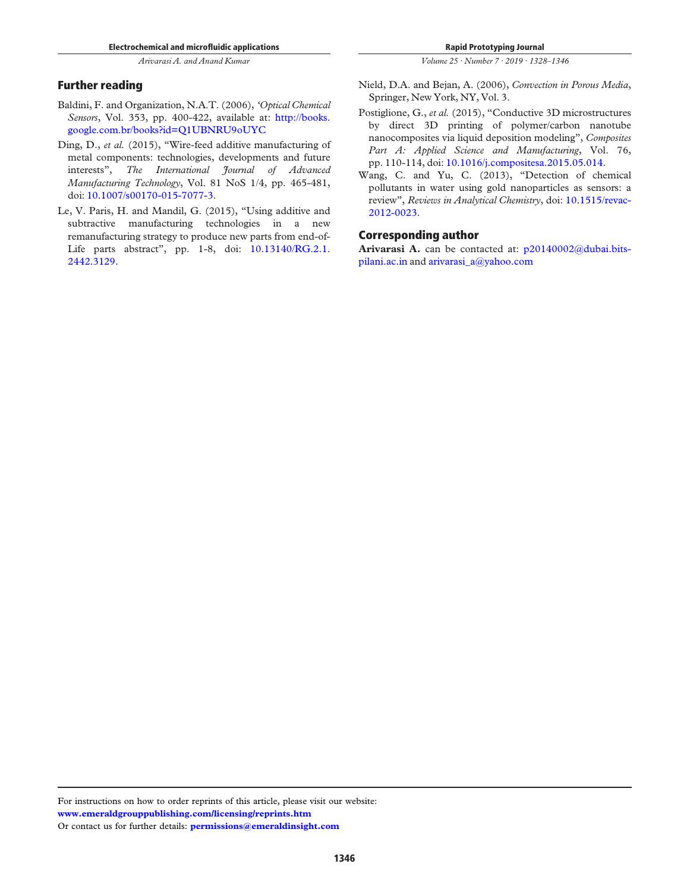## Further reading

Baldini, F. and Organization, N.A.T. (2006), *'Optical Chemical Sensors*, Vol. 353, pp. 400-422, available at: http://books.google.com.br/books?id=Q1UBNRU9oUYC

Ding, D., *et al.* (2015), "Wire-feed additive manufacturing of metal components: technologies, developments and future interests", *The International Journal of Advanced Manufacturing Technology*, Vol. 81 NoS 1/4, pp. 465-481, doi: 10.1007/s00170-015-7077-3.

Le, V. Paris, H. and Mandil, G. (2015), "Using additive and subtractive manufacturing technologies in a new remanufacturing strategy to produce new parts from end-of-Life parts abstract", pp. 1-8, doi: 10.13140/RG.2.1.2442.3129.

Nield, D.A. and Bejan, A. (2006), *Convection in Porous Media*, Springer, New York, NY, Vol. 3.

Postiglione, G., *et al.* (2015), "Conductive 3D microstructures by direct 3D printing of polymer/carbon nanotube nanocomposites via liquid deposition modeling", *Composites Part A: Applied Science and Manufacturing*, Vol. 76, pp. 110-114, doi: 10.1016/j.compositesa.2015.05.014.

Wang, C. and Yu, C. (2013), "Detection of chemical pollutants in water using gold nanoparticles as sensors: a review", *Reviews in Analytical Chemistry*, doi: 10.1515/revac-2012-0023.

## Corresponding author

**Arivarasi A.** can be contacted at: p20140002@dubai.bits-pilani.ac.in and arivarasi_a@yahoo.com

For instructions on how to order reprints of this article, please visit our website:
**www.emeraldgrouppublishing.com/licensing/reprints.htm**
Or contact us for further details: **permissions@emeraldinsight.com**